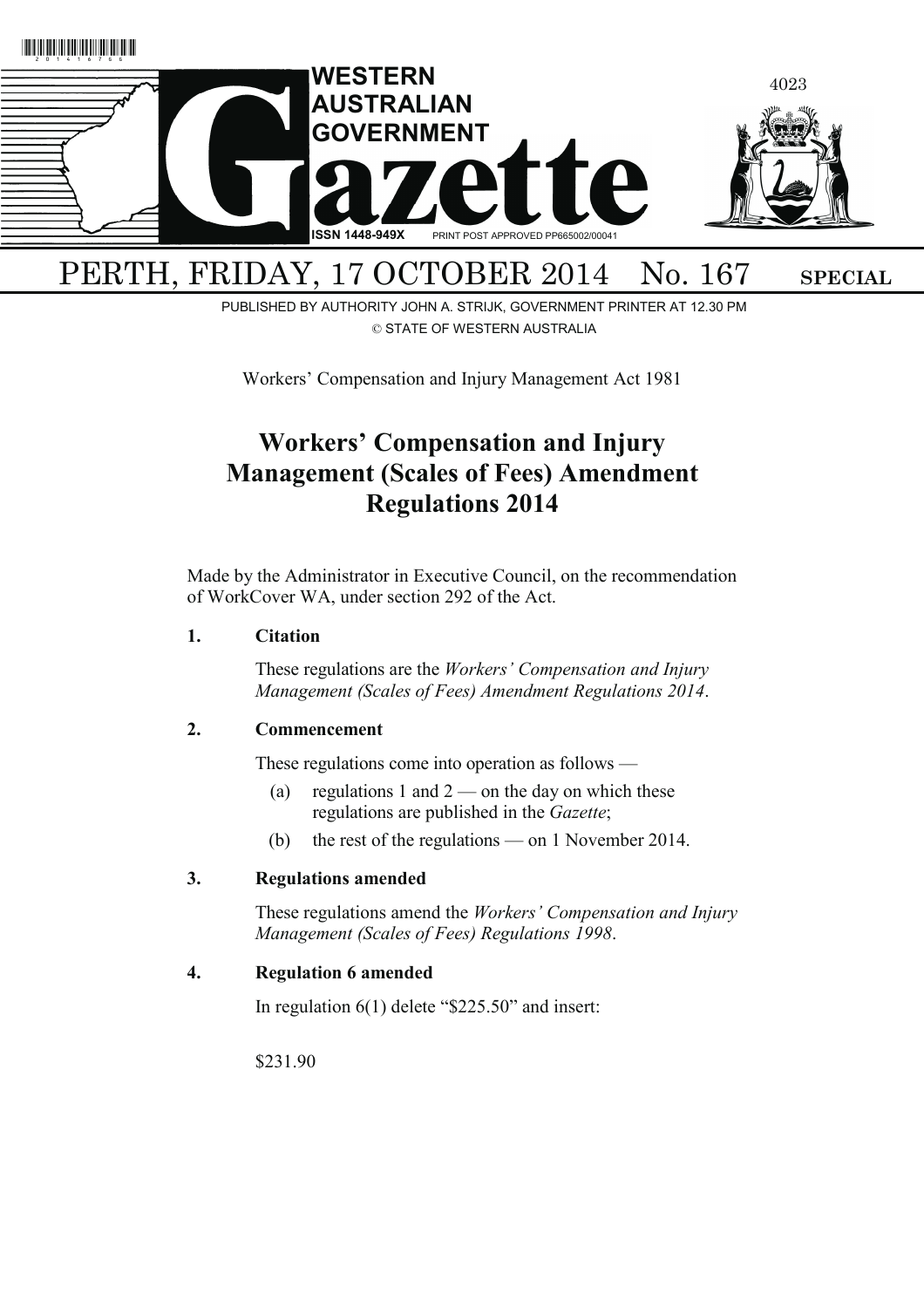# WESTERN AUSTRALIAN GOVERNMENT Gazette

ISSN 1448-949X PRINT POST APPROVED PP665002/00041

PERTH, FRIDAY, 17 OCTOBER 2014 No. 167 **SPECIAL**

PUBLISHED BY AUTHORITY JOHN A. STRIJK, GOVERNMENT PRINTER AT 12.30 PM

© STATE OF WESTERN AUSTRALIA

Workers' Compensation and Injury Management Act 1981

## Workers' Compensation and Injury Management (Scales of Fees) Amendment Regulations 2014

Made by the Administrator in Executive Council, on the recommendation of WorkCover WA, under section 292 of the Act.

### 1. Citation

These regulations are the *Workers' Compensation and Injury Management (Scales of Fees) Amendment Regulations 2014*.

### 2. Commencement

These regulations come into operation as follows —

(a) regulations 1 and 2 — on the day on which these regulations are published in the *Gazette*;

(b) the rest of the regulations — on 1 November 2014.

### 3. Regulations amended

These regulations amend the *Workers' Compensation and Injury Management (Scales of Fees) Regulations 1998*.

### 4. Regulation 6 amended

In regulation 6(1) delete "$225.50" and insert:

$231.90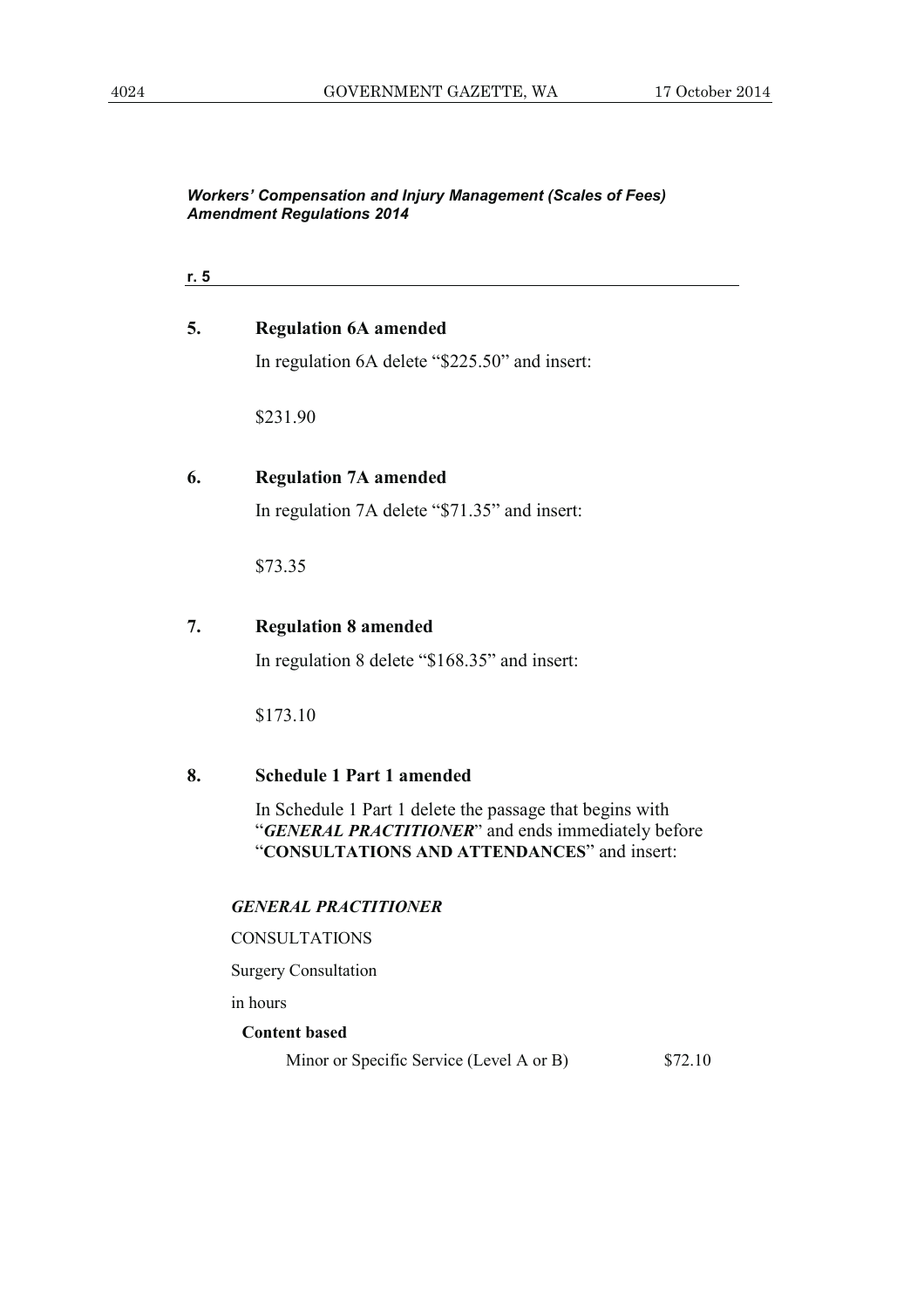*Workers' Compensation and Injury Management (Scales of Fees) Amendment Regulations 2014*

r. 5

### 5. Regulation 6A amended

In regulation 6A delete "$225.50" and insert:

$231.90

### 6. Regulation 7A amended

In regulation 7A delete "$71.35" and insert:

$73.35

### 7. Regulation 8 amended

In regulation 8 delete "$168.35" and insert:

$173.10

### 8. Schedule 1 Part 1 amended

In Schedule 1 Part 1 delete the passage that begins with "***GENERAL PRACTITIONER***" and ends immediately before "**CONSULTATIONS AND ATTENDANCES**" and insert:

***GENERAL PRACTITIONER***

CONSULTATIONS

Surgery Consultation

in hours

**Content based**

| | |
|---|---|
| Minor or Specific Service (Level A or B) | $72.10 |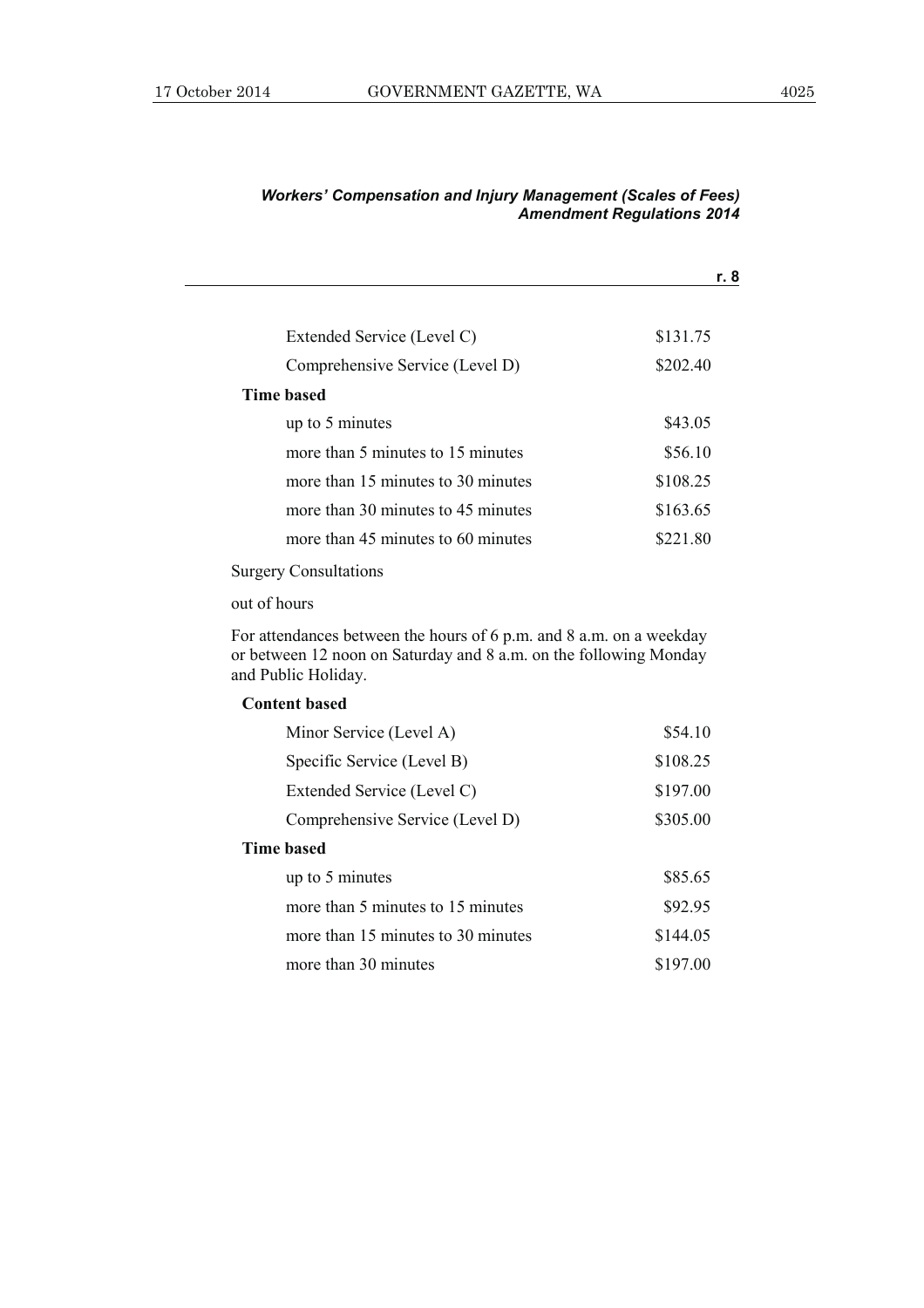| | |
|---|---|
| Extended Service (Level C) | $131.75 |
| Comprehensive Service (Level D) | $202.40 |
| **Time based** | |
| up to 5 minutes | $43.05 |
| more than 5 minutes to 15 minutes | $56.10 |
| more than 15 minutes to 30 minutes | $108.25 |
| more than 30 minutes to 45 minutes | $163.65 |
| more than 45 minutes to 60 minutes | $221.80 |

Surgery Consultations

out of hours

For attendances between the hours of 6 p.m. and 8 a.m. on a weekday or between 12 noon on Saturday and 8 a.m. on the following Monday and Public Holiday.

| | |
|---|---|
| **Content based** | |
| Minor Service (Level A) | $54.10 |
| Specific Service (Level B) | $108.25 |
| Extended Service (Level C) | $197.00 |
| Comprehensive Service (Level D) | $305.00 |
| **Time based** | |
| up to 5 minutes | $85.65 |
| more than 5 minutes to 15 minutes | $92.95 |
| more than 15 minutes to 30 minutes | $144.05 |
| more than 30 minutes | $197.00 |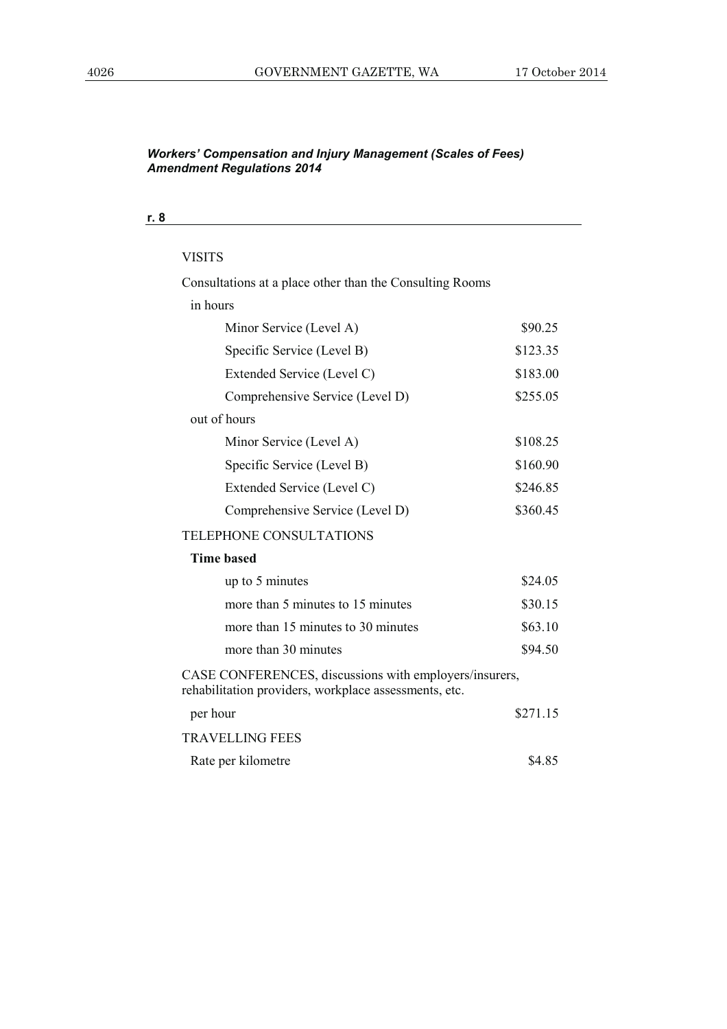*Workers' Compensation and Injury Management (Scales of Fees) Amendment Regulations 2014*

**r. 8**

VISITS

Consultations at a place other than the Consulting Rooms

| | |
|---|---|
| in hours | |
| Minor Service (Level A) | $90.25 |
| Specific Service (Level B) | $123.35 |
| Extended Service (Level C) | $183.00 |
| Comprehensive Service (Level D) | $255.05 |
| out of hours | |
| Minor Service (Level A) | $108.25 |
| Specific Service (Level B) | $160.90 |
| Extended Service (Level C) | $246.85 |
| Comprehensive Service (Level D) | $360.45 |

TELEPHONE CONSULTATIONS

| | |
|---|---|
| **Time based** | |
| up to 5 minutes | $24.05 |
| more than 5 minutes to 15 minutes | $30.15 |
| more than 15 minutes to 30 minutes | $63.10 |
| more than 30 minutes | $94.50 |

CASE CONFERENCES, discussions with employers/insurers, rehabilitation providers, workplace assessments, etc.

| | |
|---|---|
| per hour | $271.15 |

TRAVELLING FEES

| | |
|---|---|
| Rate per kilometre | $4.85 |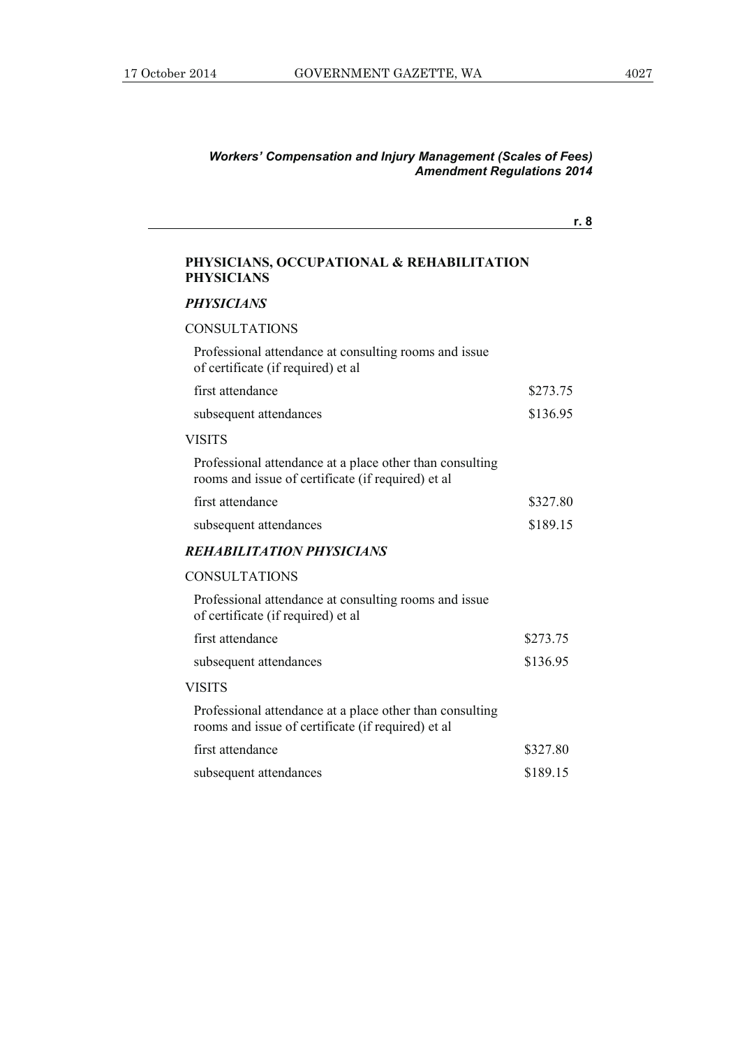## PHYSICIANS, OCCUPATIONAL & REHABILITATION PHYSICIANS

### *PHYSICIANS*

CONSULTATIONS

| | |
|---|---|
| Professional attendance at consulting rooms and issue of certificate (if required) et al | |
| first attendance | \$273.75 |
| subsequent attendances | \$136.95 |

VISITS

| | |
|---|---|
| Professional attendance at a place other than consulting rooms and issue of certificate (if required) et al | |
| first attendance | \$327.80 |
| subsequent attendances | \$189.15 |

### *REHABILITATION PHYSICIANS*

CONSULTATIONS

| | |
|---|---|
| Professional attendance at consulting rooms and issue of certificate (if required) et al | |
| first attendance | \$273.75 |
| subsequent attendances | \$136.95 |

VISITS

| | |
|---|---|
| Professional attendance at a place other than consulting rooms and issue of certificate (if required) et al | |
| first attendance | \$327.80 |
| subsequent attendances | \$189.15 |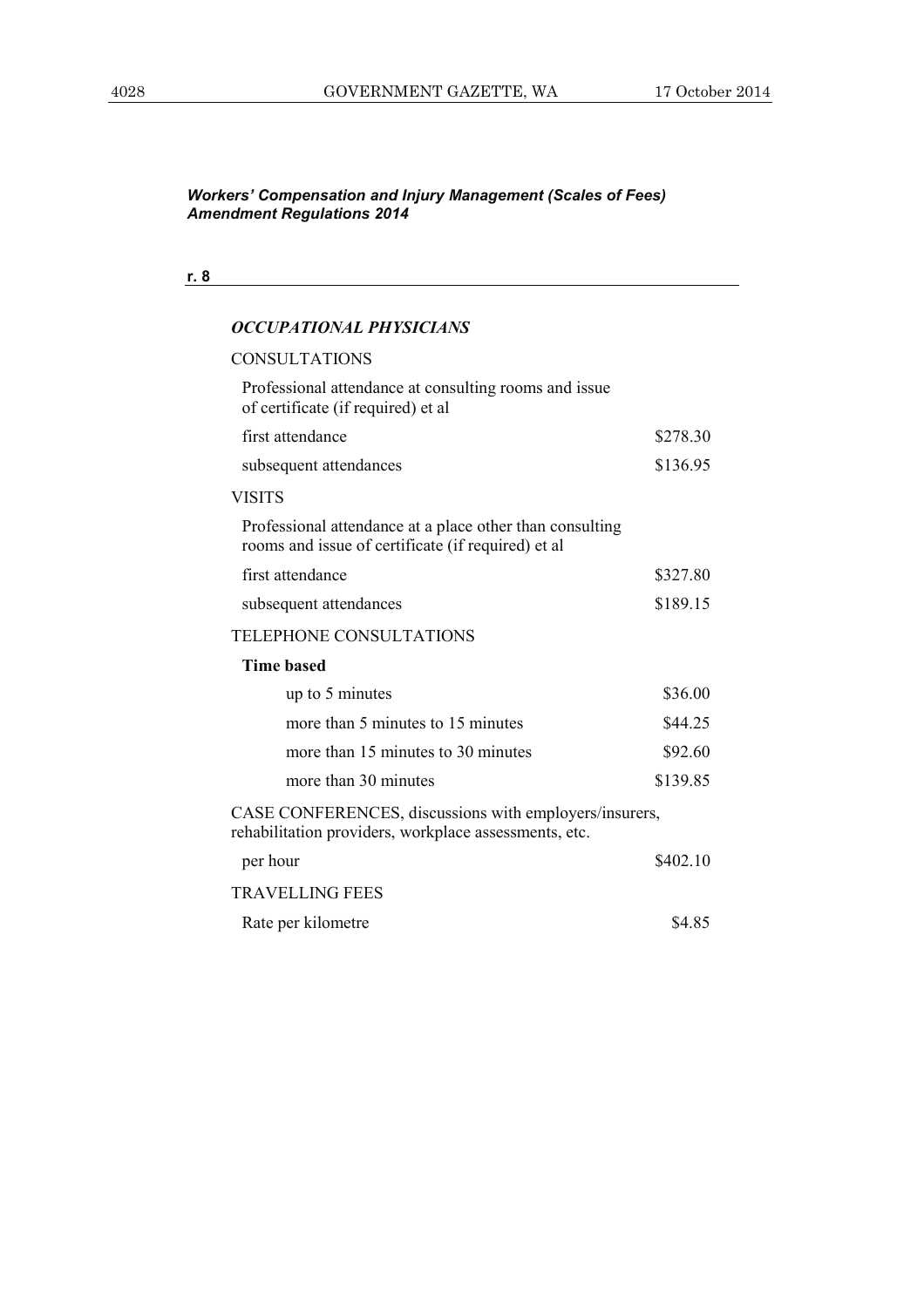*Workers' Compensation and Injury Management (Scales of Fees) Amendment Regulations 2014*

**r. 8**

***OCCUPATIONAL PHYSICIANS***

| | |
|---|---|
| CONSULTATIONS | |
| Professional attendance at consulting rooms and issue of certificate (if required) et al | |
| first attendance | $278.30 |
| subsequent attendances | $136.95 |
| VISITS | |
| Professional attendance at a place other than consulting rooms and issue of certificate (if required) et al | |
| first attendance | $327.80 |
| subsequent attendances | $189.15 |
| TELEPHONE CONSULTATIONS | |
| **Time based** | |
| up to 5 minutes | $36.00 |
| more than 5 minutes to 15 minutes | $44.25 |
| more than 15 minutes to 30 minutes | $92.60 |
| more than 30 minutes | $139.85 |
| CASE CONFERENCES, discussions with employers/insurers, rehabilitation providers, workplace assessments, etc. | |
| per hour | $402.10 |
| TRAVELLING FEES | |
| Rate per kilometre | $4.85 |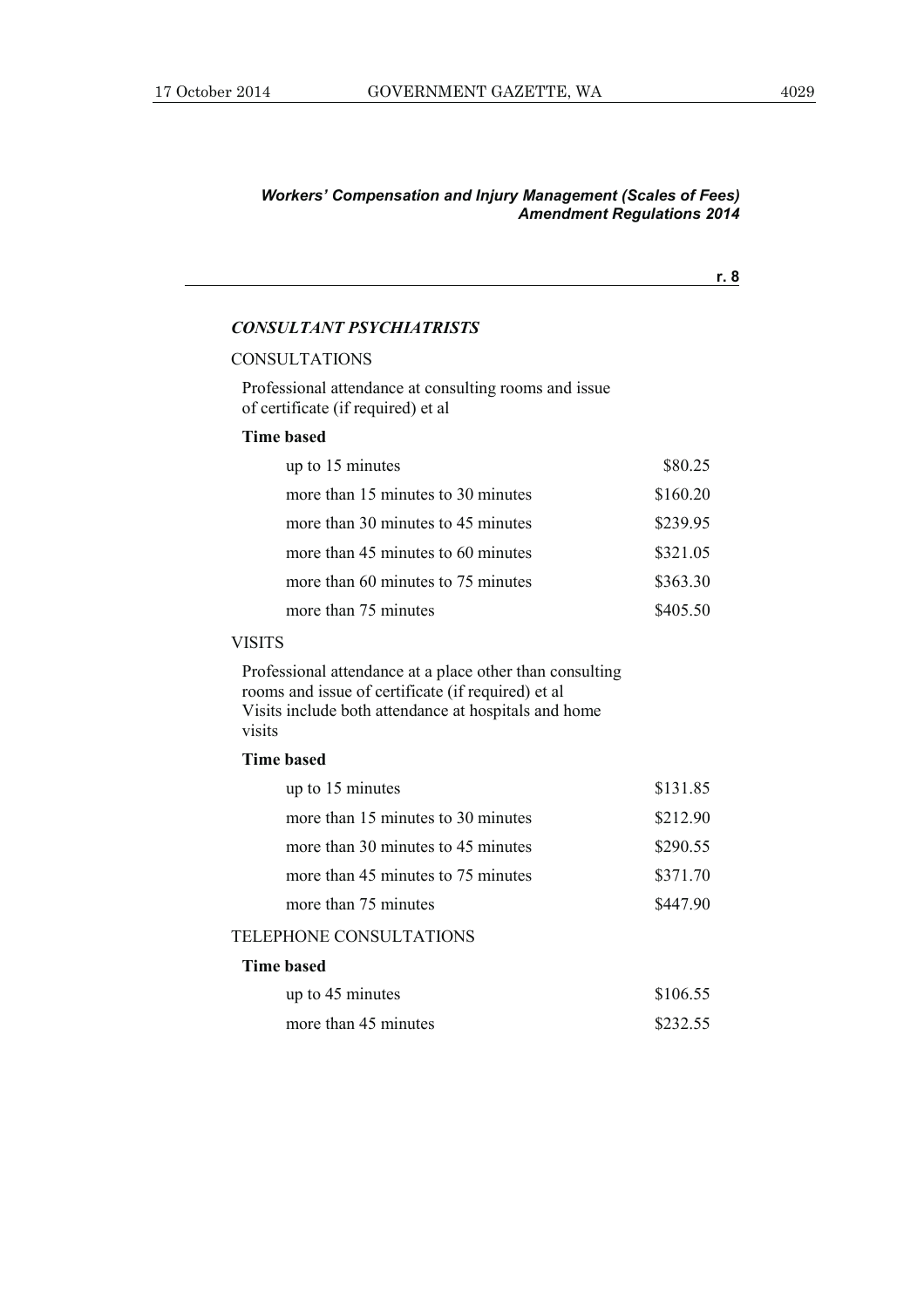### *CONSULTANT PSYCHIATRISTS*

CONSULTATIONS

Professional attendance at consulting rooms and issue of certificate (if required) et al

**Time based**

| | |
|---|---|
| up to 15 minutes | \$80.25 |
| more than 15 minutes to 30 minutes | \$160.20 |
| more than 30 minutes to 45 minutes | \$239.95 |
| more than 45 minutes to 60 minutes | \$321.05 |
| more than 60 minutes to 75 minutes | \$363.30 |
| more than 75 minutes | \$405.50 |

VISITS

Professional attendance at a place other than consulting rooms and issue of certificate (if required) et al
Visits include both attendance at hospitals and home visits

**Time based**

| | |
|---|---|
| up to 15 minutes | \$131.85 |
| more than 15 minutes to 30 minutes | \$212.90 |
| more than 30 minutes to 45 minutes | \$290.55 |
| more than 45 minutes to 75 minutes | \$371.70 |
| more than 75 minutes | \$447.90 |

TELEPHONE CONSULTATIONS

**Time based**

| | |
|---|---|
| up to 45 minutes | \$106.55 |
| more than 45 minutes | \$232.55 |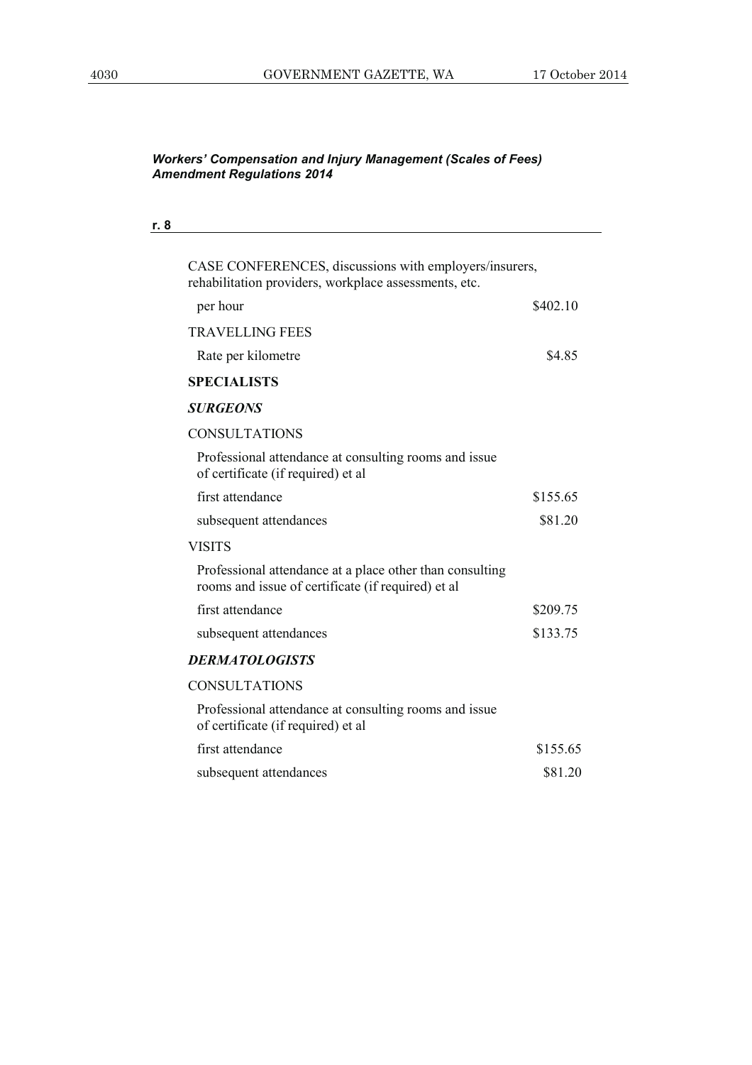*Workers' Compensation and Injury Management (Scales of Fees) Amendment Regulations 2014*

**r. 8**

| | |
|---|---|
| CASE CONFERENCES, discussions with employers/insurers, rehabilitation providers, workplace assessments, etc. | |
| per hour | $402.10 |
| TRAVELLING FEES | |
| Rate per kilometre | $4.85 |
| **SPECIALISTS** | |
| ***SURGEONS*** | |
| CONSULTATIONS | |
| Professional attendance at consulting rooms and issue of certificate (if required) et al | |
| first attendance | $155.65 |
| subsequent attendances | $81.20 |
| VISITS | |
| Professional attendance at a place other than consulting rooms and issue of certificate (if required) et al | |
| first attendance | $209.75 |
| subsequent attendances | $133.75 |
| ***DERMATOLOGISTS*** | |
| CONSULTATIONS | |
| Professional attendance at consulting rooms and issue of certificate (if required) et al | |
| first attendance | $155.65 |
| subsequent attendances | $81.20 |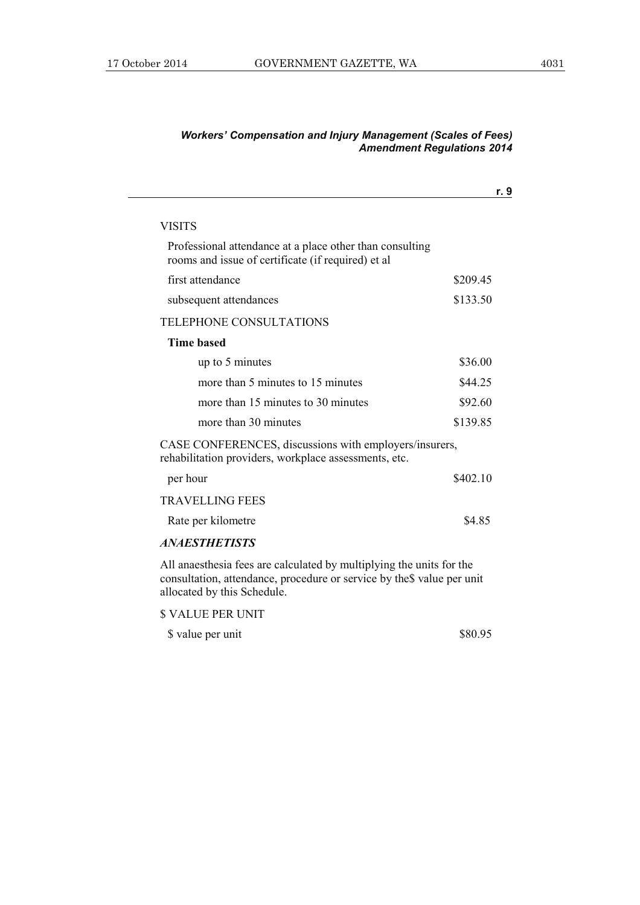r. 9

| | |
|---|---|
| VISITS | |
| Professional attendance at a place other than consulting rooms and issue of certificate (if required) et al | |
| first attendance | $209.45 |
| subsequent attendances | $133.50 |
| TELEPHONE CONSULTATIONS | |
| **Time based** | |
| up to 5 minutes | $36.00 |
| more than 5 minutes to 15 minutes | $44.25 |
| more than 15 minutes to 30 minutes | $92.60 |
| more than 30 minutes | $139.85 |
| CASE CONFERENCES, discussions with employers/insurers, rehabilitation providers, workplace assessments, etc. | |
| per hour | $402.10 |
| TRAVELLING FEES | |
| Rate per kilometre | $4.85 |

***ANAESTHETISTS***

All anaesthesia fees are calculated by multiplying the units for the consultation, attendance, procedure or service by the$ value per unit allocated by this Schedule.

| | |
|---|---|
| $ VALUE PER UNIT | |
| $ value per unit | $80.95 |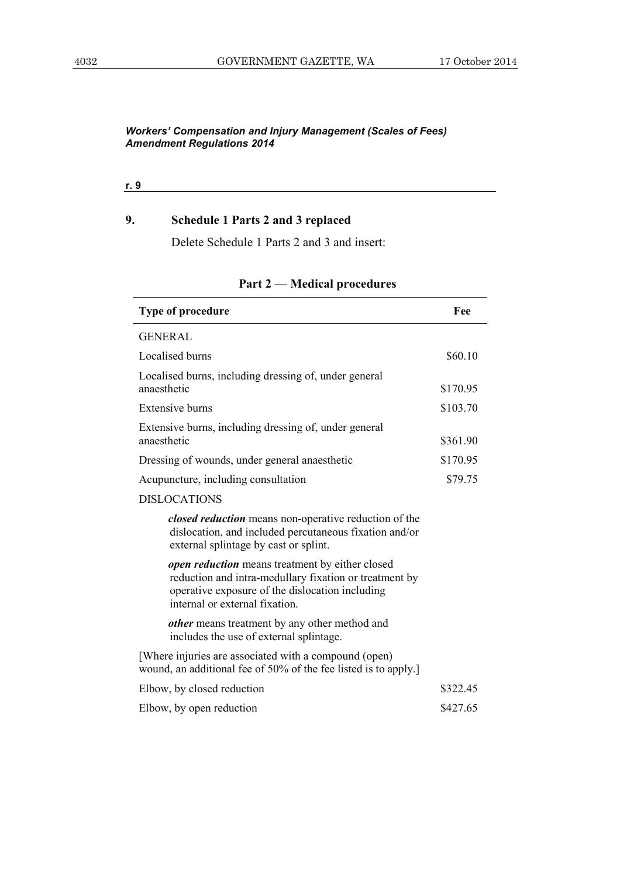*Workers' Compensation and Injury Management (Scales of Fees) Amendment Regulations 2014*

**r. 9**

## 9. Schedule 1 Parts 2 and 3 replaced

Delete Schedule 1 Parts 2 and 3 and insert:

### Part 2 — Medical procedures

| Type of procedure | Fee |
|---|---|
| GENERAL | |
| Localised burns | $60.10 |
| Localised burns, including dressing of, under general anaesthetic | $170.95 |
| Extensive burns | $103.70 |
| Extensive burns, including dressing of, under general anaesthetic | $361.90 |
| Dressing of wounds, under general anaesthetic | $170.95 |
| Acupuncture, including consultation | $79.75 |
| DISLOCATIONS | |
| ***closed reduction*** means non-operative reduction of the dislocation, and included percutaneous fixation and/or external splintage by cast or splint. | |
| ***open reduction*** means treatment by either closed reduction and intra-medullary fixation or treatment by operative exposure of the dislocation including internal or external fixation. | |
| ***other*** means treatment by any other method and includes the use of external splintage. | |
| [Where injuries are associated with a compound (open) wound, an additional fee of 50% of the fee listed is to apply.] | |
| Elbow, by closed reduction | $322.45 |
| Elbow, by open reduction | $427.65 |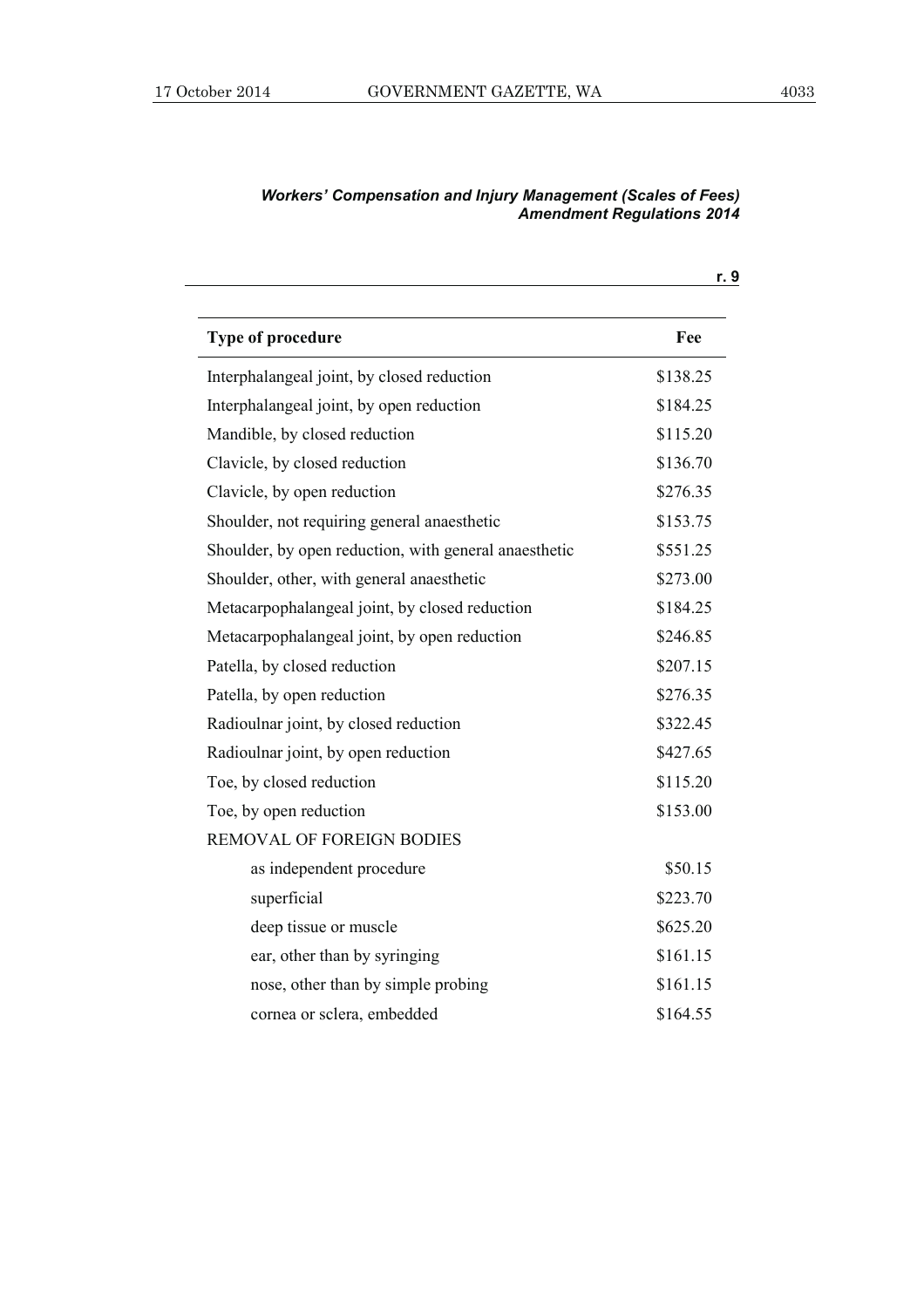| Type of procedure | Fee |
|---|---|
| Interphalangeal joint, by closed reduction | $138.25 |
| Interphalangeal joint, by open reduction | $184.25 |
| Mandible, by closed reduction | $115.20 |
| Clavicle, by closed reduction | $136.70 |
| Clavicle, by open reduction | $276.35 |
| Shoulder, not requiring general anaesthetic | $153.75 |
| Shoulder, by open reduction, with general anaesthetic | $551.25 |
| Shoulder, other, with general anaesthetic | $273.00 |
| Metacarpophalangeal joint, by closed reduction | $184.25 |
| Metacarpophalangeal joint, by open reduction | $246.85 |
| Patella, by closed reduction | $207.15 |
| Patella, by open reduction | $276.35 |
| Radioulnar joint, by closed reduction | $322.45 |
| Radioulnar joint, by open reduction | $427.65 |
| Toe, by closed reduction | $115.20 |
| Toe, by open reduction | $153.00 |
| REMOVAL OF FOREIGN BODIES | |
| as independent procedure | $50.15 |
| superficial | $223.70 |
| deep tissue or muscle | $625.20 |
| ear, other than by syringing | $161.15 |
| nose, other than by simple probing | $161.15 |
| cornea or sclera, embedded | $164.55 |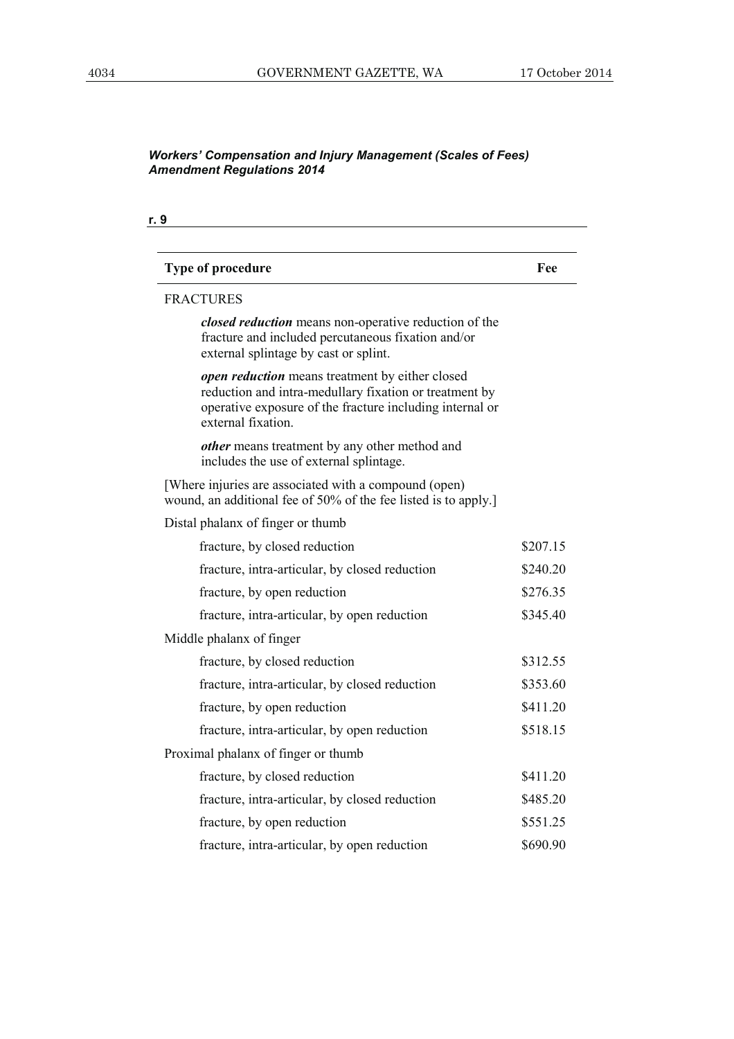*Workers' Compensation and Injury Management (Scales of Fees) Amendment Regulations 2014*

**r. 9**

| Type of procedure | Fee |
|---|---|
| FRACTURES | |
| ***closed reduction*** means non-operative reduction of the fracture and included percutaneous fixation and/or external splintage by cast or splint. | |
| ***open reduction*** means treatment by either closed reduction and intra-medullary fixation or treatment by operative exposure of the fracture including internal or external fixation. | |
| ***other*** means treatment by any other method and includes the use of external splintage. | |
| [Where injuries are associated with a compound (open) wound, an additional fee of 50% of the fee listed is to apply.] | |
| Distal phalanx of finger or thumb | |
| fracture, by closed reduction | \$207.15 |
| fracture, intra-articular, by closed reduction | \$240.20 |
| fracture, by open reduction | \$276.35 |
| fracture, intra-articular, by open reduction | \$345.40 |
| Middle phalanx of finger | |
| fracture, by closed reduction | \$312.55 |
| fracture, intra-articular, by closed reduction | \$353.60 |
| fracture, by open reduction | \$411.20 |
| fracture, intra-articular, by open reduction | \$518.15 |
| Proximal phalanx of finger or thumb | |
| fracture, by closed reduction | \$411.20 |
| fracture, intra-articular, by closed reduction | \$485.20 |
| fracture, by open reduction | \$551.25 |
| fracture, intra-articular, by open reduction | \$690.90 |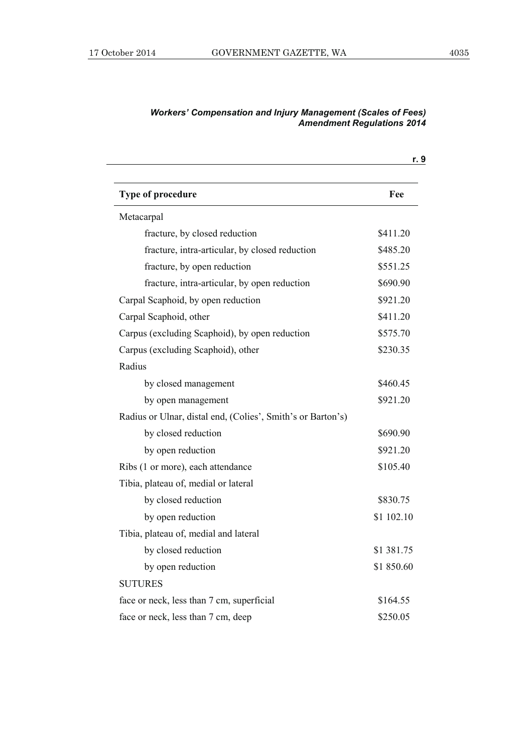| Type of procedure | Fee |
| --- | --- |
| Metacarpal | |
| fracture, by closed reduction | $411.20 |
| fracture, intra-articular, by closed reduction | $485.20 |
| fracture, by open reduction | $551.25 |
| fracture, intra-articular, by open reduction | $690.90 |
| Carpal Scaphoid, by open reduction | $921.20 |
| Carpal Scaphoid, other | $411.20 |
| Carpus (excluding Scaphoid), by open reduction | $575.70 |
| Carpus (excluding Scaphoid), other | $230.35 |
| Radius | |
| by closed management | $460.45 |
| by open management | $921.20 |
| Radius or Ulnar, distal end, (Colies', Smith's or Barton's) | |
| by closed reduction | $690.90 |
| by open reduction | $921.20 |
| Ribs (1 or more), each attendance | $105.40 |
| Tibia, plateau of, medial or lateral | |
| by closed reduction | $830.75 |
| by open reduction | $1 102.10 |
| Tibia, plateau of, medial and lateral | |
| by closed reduction | $1 381.75 |
| by open reduction | $1 850.60 |
| SUTURES | |
| face or neck, less than 7 cm, superficial | $164.55 |
| face or neck, less than 7 cm, deep | $250.05 |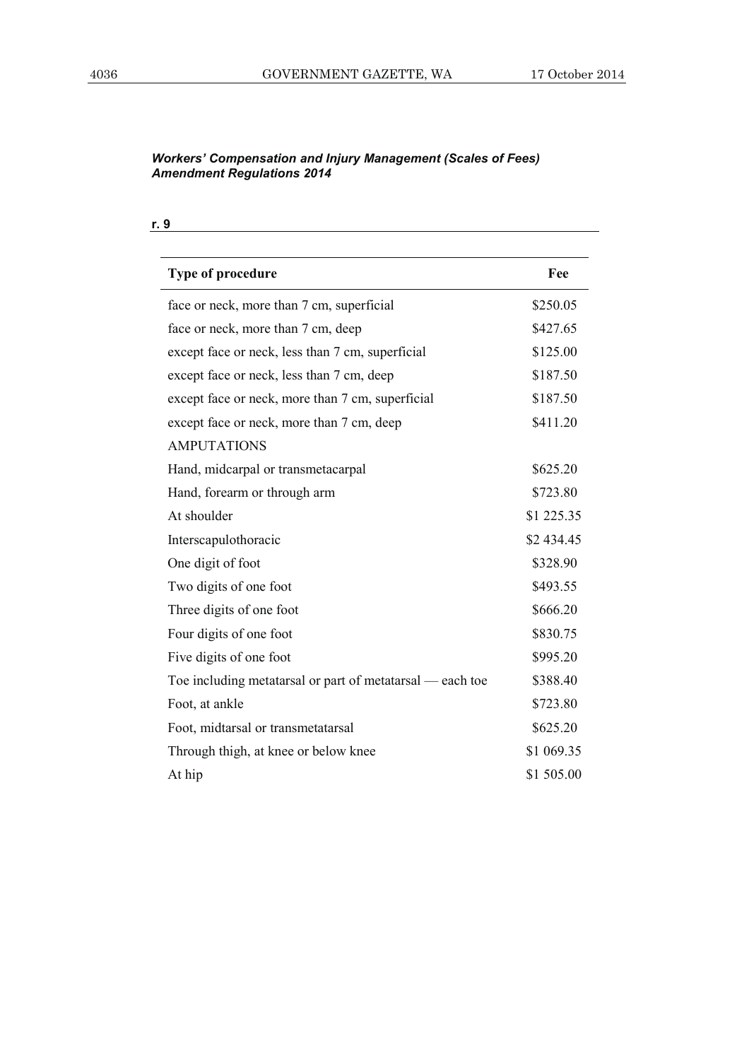*Workers' Compensation and Injury Management (Scales of Fees) Amendment Regulations 2014*

**r. 9**

| Type of procedure | Fee |
|---|---|
| face or neck, more than 7 cm, superficial | $250.05 |
| face or neck, more than 7 cm, deep | $427.65 |
| except face or neck, less than 7 cm, superficial | $125.00 |
| except face or neck, less than 7 cm, deep | $187.50 |
| except face or neck, more than 7 cm, superficial | $187.50 |
| except face or neck, more than 7 cm, deep | $411.20 |
| AMPUTATIONS | |
| Hand, midcarpal or transmetacarpal | $625.20 |
| Hand, forearm or through arm | $723.80 |
| At shoulder | $1 225.35 |
| Interscapulothoracic | $2 434.45 |
| One digit of foot | $328.90 |
| Two digits of one foot | $493.55 |
| Three digits of one foot | $666.20 |
| Four digits of one foot | $830.75 |
| Five digits of one foot | $995.20 |
| Toe including metatarsal or part of metatarsal — each toe | $388.40 |
| Foot, at ankle | $723.80 |
| Foot, midtarsal or transmetatarsal | $625.20 |
| Through thigh, at knee or below knee | $1 069.35 |
| At hip | $1 505.00 |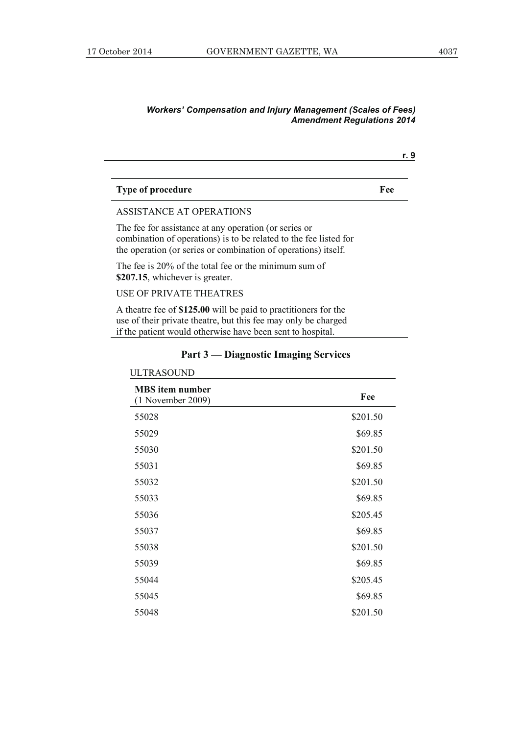| Type of procedure | Fee |
|---|---|
| ASSISTANCE AT OPERATIONS | |
| The fee for assistance at any operation (or series or combination of operations) is to be related to the fee listed for the operation (or series or combination of operations) itself. | |
| The fee is 20% of the total fee or the minimum sum of **$207.15**, whichever is greater. | |
| USE OF PRIVATE THEATRES | |
| A theatre fee of **$125.00** will be paid to practitioners for the use of their private theatre, but this fee may only be charged if the patient would otherwise have been sent to hospital. | |

## Part 3 — Diagnostic Imaging Services

ULTRASOUND

| MBS item number (1 November 2009) | Fee |
|---|---|
| 55028 | $201.50 |
| 55029 | $69.85 |
| 55030 | $201.50 |
| 55031 | $69.85 |
| 55032 | $201.50 |
| 55033 | $69.85 |
| 55036 | $205.45 |
| 55037 | $69.85 |
| 55038 | $201.50 |
| 55039 | $69.85 |
| 55044 | $205.45 |
| 55045 | $69.85 |
| 55048 | $201.50 |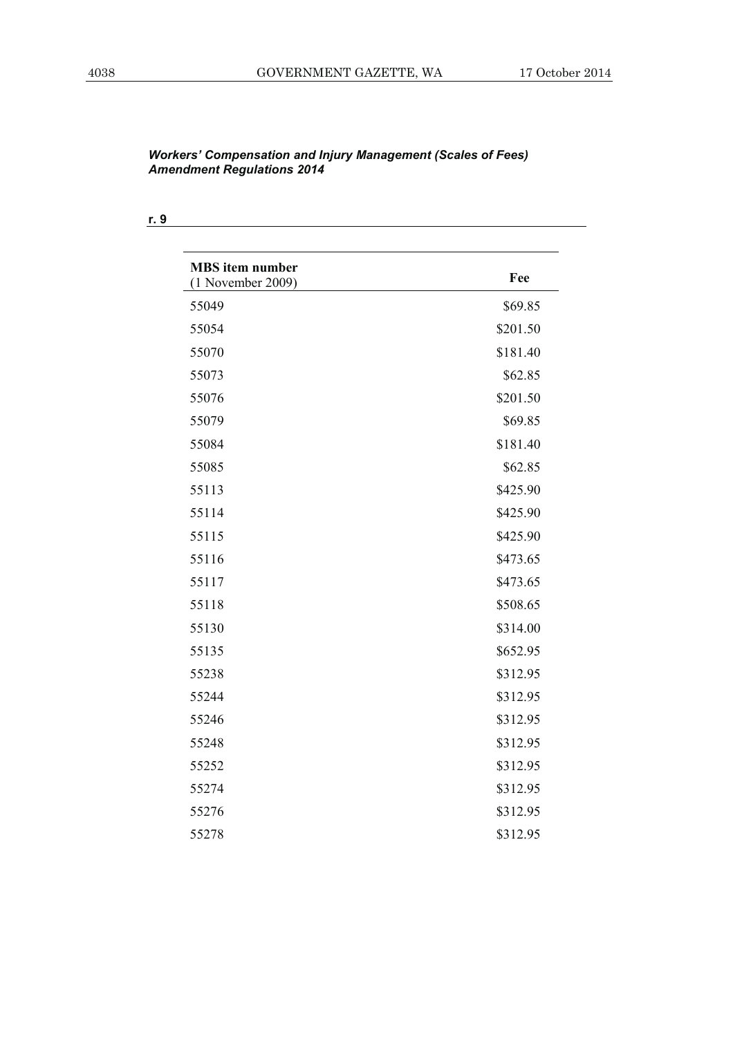*Workers' Compensation and Injury Management (Scales of Fees) Amendment Regulations 2014*

**r. 9**

| **MBS item number** (1 November 2009) | **Fee** |
|---|---|
| 55049 | $69.85 |
| 55054 | $201.50 |
| 55070 | $181.40 |
| 55073 | $62.85 |
| 55076 | $201.50 |
| 55079 | $69.85 |
| 55084 | $181.40 |
| 55085 | $62.85 |
| 55113 | $425.90 |
| 55114 | $425.90 |
| 55115 | $425.90 |
| 55116 | $473.65 |
| 55117 | $473.65 |
| 55118 | $508.65 |
| 55130 | $314.00 |
| 55135 | $652.95 |
| 55238 | $312.95 |
| 55244 | $312.95 |
| 55246 | $312.95 |
| 55248 | $312.95 |
| 55252 | $312.95 |
| 55274 | $312.95 |
| 55276 | $312.95 |
| 55278 | $312.95 |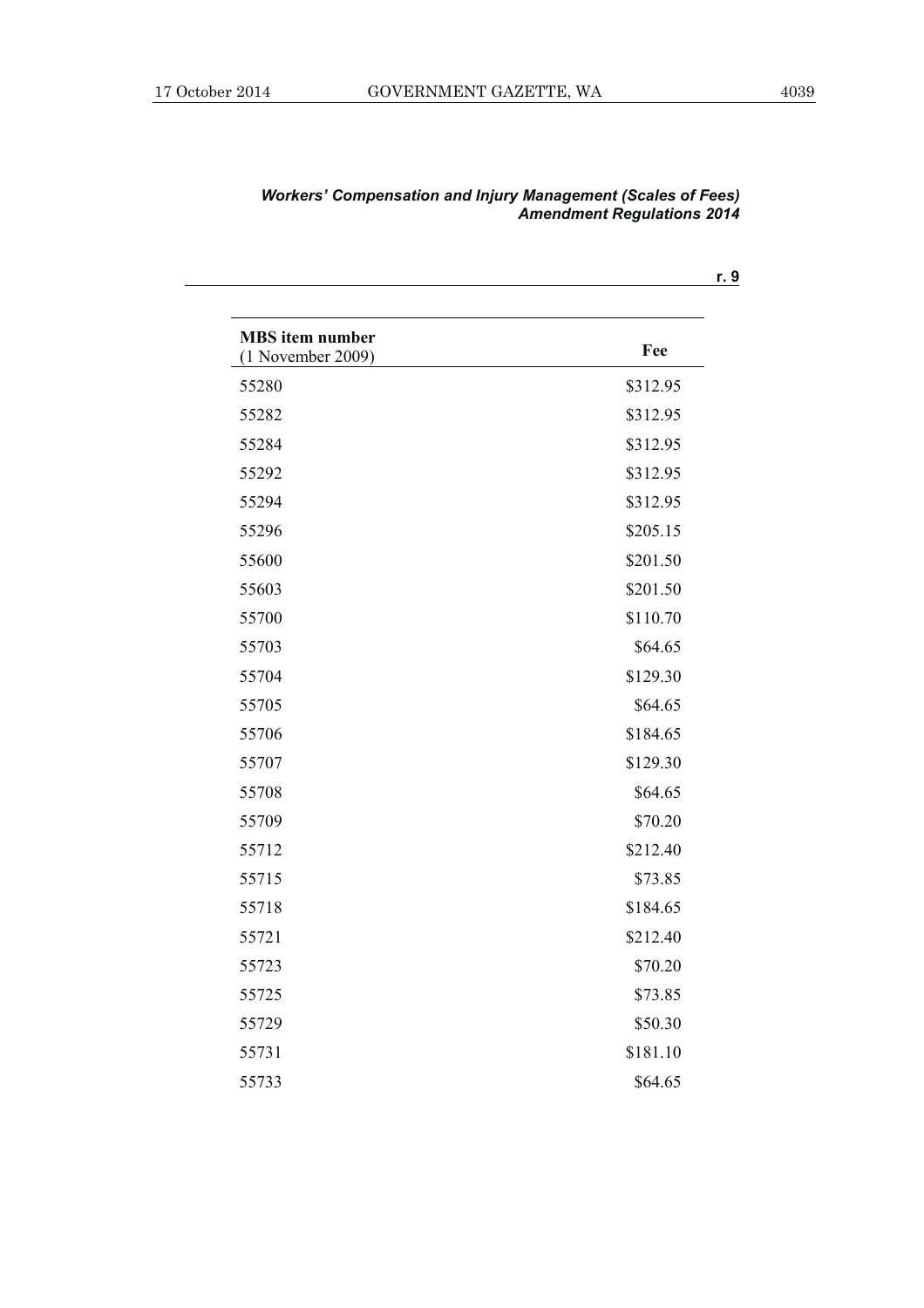| MBS item number (1 November 2009) | Fee |
|---|---|
| 55280 | \$312.95 |
| 55282 | \$312.95 |
| 55284 | \$312.95 |
| 55292 | \$312.95 |
| 55294 | \$312.95 |
| 55296 | \$205.15 |
| 55600 | \$201.50 |
| 55603 | \$201.50 |
| 55700 | \$110.70 |
| 55703 | \$64.65 |
| 55704 | \$129.30 |
| 55705 | \$64.65 |
| 55706 | \$184.65 |
| 55707 | \$129.30 |
| 55708 | \$64.65 |
| 55709 | \$70.20 |
| 55712 | \$212.40 |
| 55715 | \$73.85 |
| 55718 | \$184.65 |
| 55721 | \$212.40 |
| 55723 | \$70.20 |
| 55725 | \$73.85 |
| 55729 | \$50.30 |
| 55731 | \$181.10 |
| 55733 | \$64.65 |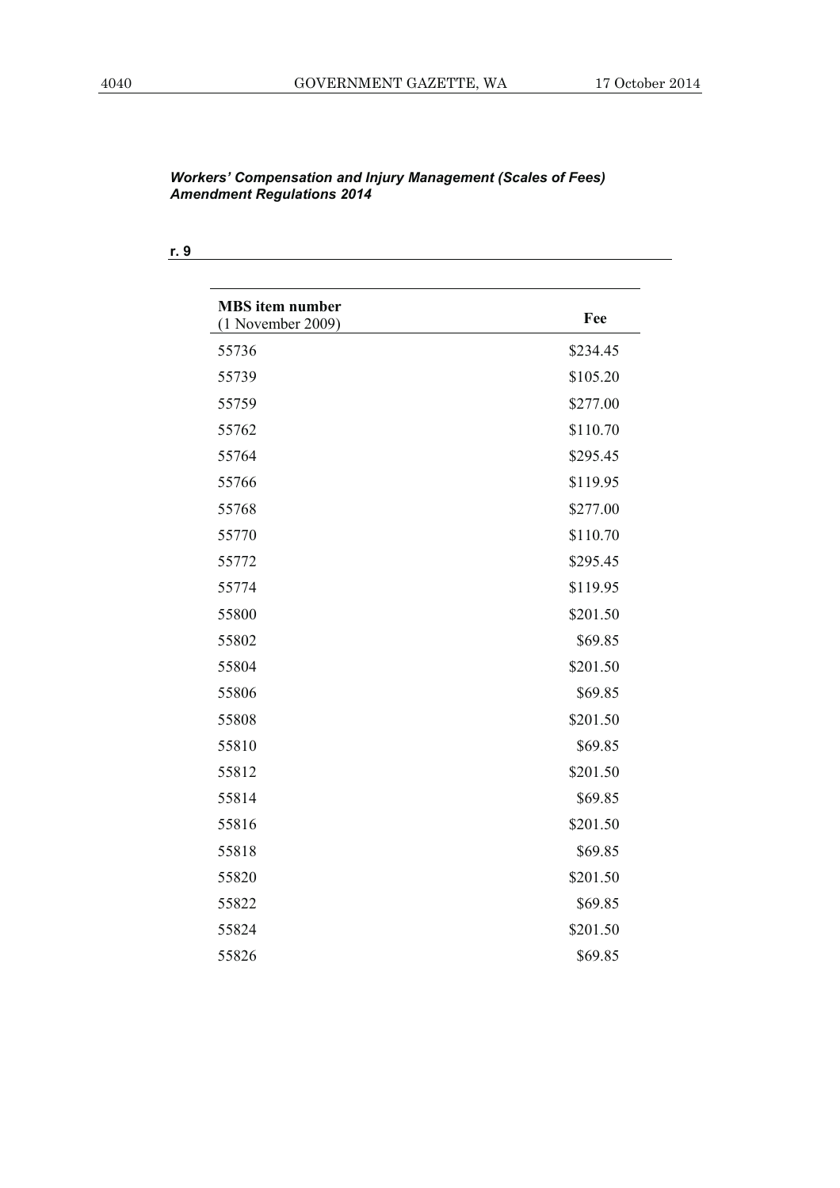*Workers' Compensation and Injury Management (Scales of Fees) Amendment Regulations 2014*

**r. 9**

| MBS item number (1 November 2009) | Fee |
|---|---|
| 55736 | $234.45 |
| 55739 | $105.20 |
| 55759 | $277.00 |
| 55762 | $110.70 |
| 55764 | $295.45 |
| 55766 | $119.95 |
| 55768 | $277.00 |
| 55770 | $110.70 |
| 55772 | $295.45 |
| 55774 | $119.95 |
| 55800 | $201.50 |
| 55802 | $69.85 |
| 55804 | $201.50 |
| 55806 | $69.85 |
| 55808 | $201.50 |
| 55810 | $69.85 |
| 55812 | $201.50 |
| 55814 | $69.85 |
| 55816 | $201.50 |
| 55818 | $69.85 |
| 55820 | $201.50 |
| 55822 | $69.85 |
| 55824 | $201.50 |
| 55826 | $69.85 |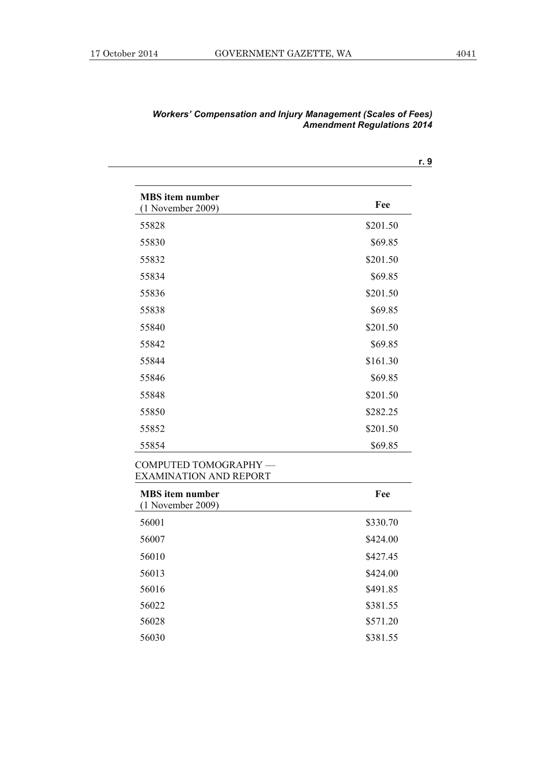| MBS item number (1 November 2009) | Fee |
|---|---|
| 55828 | \$201.50 |
| 55830 | \$69.85 |
| 55832 | \$201.50 |
| 55834 | \$69.85 |
| 55836 | \$201.50 |
| 55838 | \$69.85 |
| 55840 | \$201.50 |
| 55842 | \$69.85 |
| 55844 | \$161.30 |
| 55846 | \$69.85 |
| 55848 | \$201.50 |
| 55850 | \$282.25 |
| 55852 | \$201.50 |
| 55854 | \$69.85 |

COMPUTED TOMOGRAPHY — EXAMINATION AND REPORT

| MBS item number (1 November 2009) | Fee |
|---|---|
| 56001 | \$330.70 |
| 56007 | \$424.00 |
| 56010 | \$427.45 |
| 56013 | \$424.00 |
| 56016 | \$491.85 |
| 56022 | \$381.55 |
| 56028 | \$571.20 |
| 56030 | \$381.55 |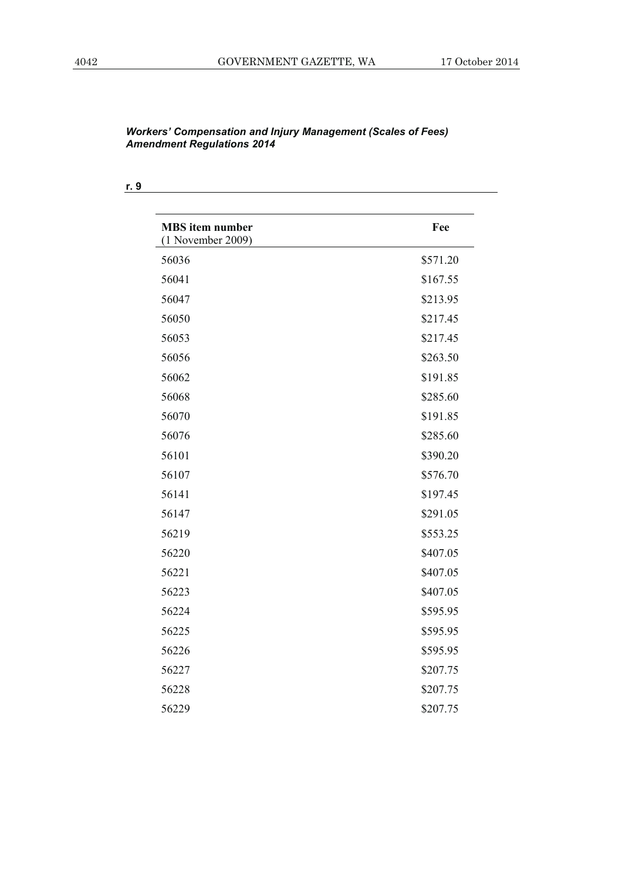*Workers' Compensation and Injury Management (Scales of Fees) Amendment Regulations 2014*

**r. 9**

| **MBS item number** (1 November 2009) | **Fee** |
|---|---|
| 56036 | $571.20 |
| 56041 | $167.55 |
| 56047 | $213.95 |
| 56050 | $217.45 |
| 56053 | $217.45 |
| 56056 | $263.50 |
| 56062 | $191.85 |
| 56068 | $285.60 |
| 56070 | $191.85 |
| 56076 | $285.60 |
| 56101 | $390.20 |
| 56107 | $576.70 |
| 56141 | $197.45 |
| 56147 | $291.05 |
| 56219 | $553.25 |
| 56220 | $407.05 |
| 56221 | $407.05 |
| 56223 | $407.05 |
| 56224 | $595.95 |
| 56225 | $595.95 |
| 56226 | $595.95 |
| 56227 | $207.75 |
| 56228 | $207.75 |
| 56229 | $207.75 |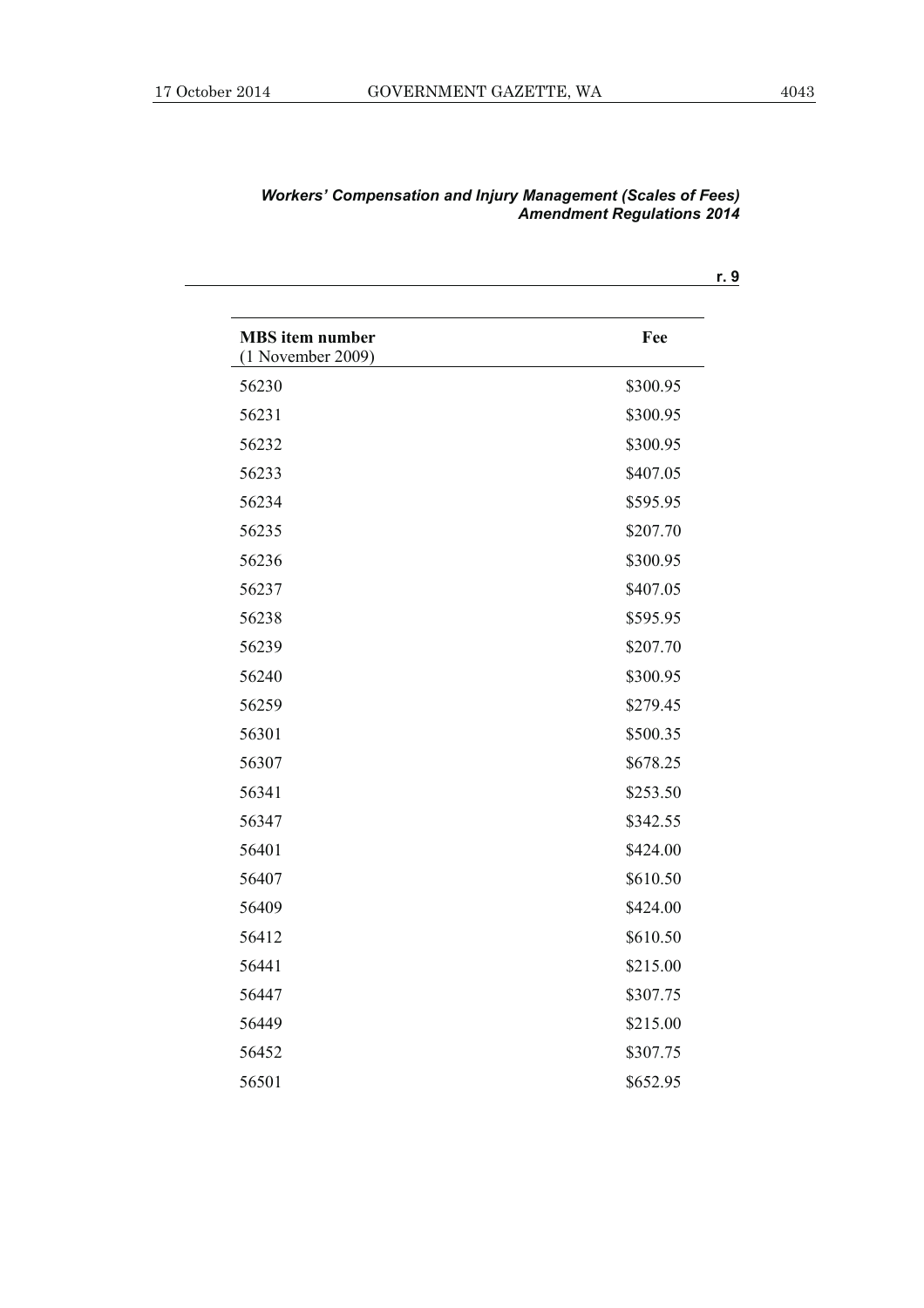| MBS item number (1 November 2009) | Fee |
|---|---|
| 56230 | $300.95 |
| 56231 | $300.95 |
| 56232 | $300.95 |
| 56233 | $407.05 |
| 56234 | $595.95 |
| 56235 | $207.70 |
| 56236 | $300.95 |
| 56237 | $407.05 |
| 56238 | $595.95 |
| 56239 | $207.70 |
| 56240 | $300.95 |
| 56259 | $279.45 |
| 56301 | $500.35 |
| 56307 | $678.25 |
| 56341 | $253.50 |
| 56347 | $342.55 |
| 56401 | $424.00 |
| 56407 | $610.50 |
| 56409 | $424.00 |
| 56412 | $610.50 |
| 56441 | $215.00 |
| 56447 | $307.75 |
| 56449 | $215.00 |
| 56452 | $307.75 |
| 56501 | $652.95 |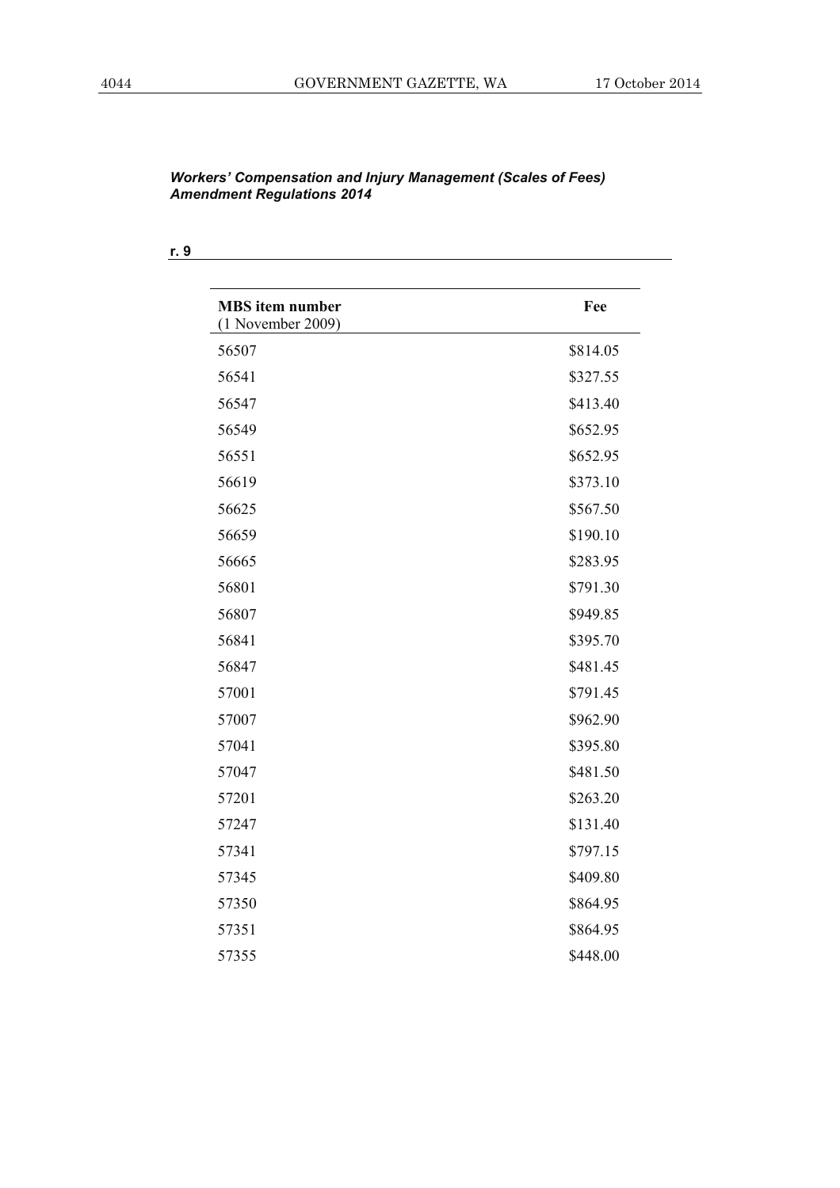*Workers' Compensation and Injury Management (Scales of Fees) Amendment Regulations 2014*

**r. 9**

| **MBS item number** (1 November 2009) | **Fee** |
|---|---|
| 56507 | $814.05 |
| 56541 | $327.55 |
| 56547 | $413.40 |
| 56549 | $652.95 |
| 56551 | $652.95 |
| 56619 | $373.10 |
| 56625 | $567.50 |
| 56659 | $190.10 |
| 56665 | $283.95 |
| 56801 | $791.30 |
| 56807 | $949.85 |
| 56841 | $395.70 |
| 56847 | $481.45 |
| 57001 | $791.45 |
| 57007 | $962.90 |
| 57041 | $395.80 |
| 57047 | $481.50 |
| 57201 | $263.20 |
| 57247 | $131.40 |
| 57341 | $797.15 |
| 57345 | $409.80 |
| 57350 | $864.95 |
| 57351 | $864.95 |
| 57355 | $448.00 |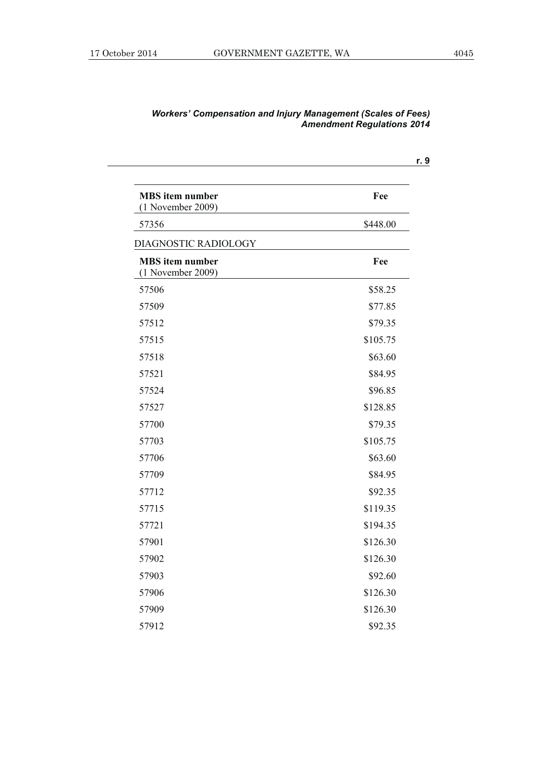| MBS item number (1 November 2009) | Fee |
|---|---|
| 57356 | $448.00 |

DIAGNOSTIC RADIOLOGY

| MBS item number (1 November 2009) | Fee |
|---|---|
| 57506 | $58.25 |
| 57509 | $77.85 |
| 57512 | $79.35 |
| 57515 | $105.75 |
| 57518 | $63.60 |
| 57521 | $84.95 |
| 57524 | $96.85 |
| 57527 | $128.85 |
| 57700 | $79.35 |
| 57703 | $105.75 |
| 57706 | $63.60 |
| 57709 | $84.95 |
| 57712 | $92.35 |
| 57715 | $119.35 |
| 57721 | $194.35 |
| 57901 | $126.30 |
| 57902 | $126.30 |
| 57903 | $92.60 |
| 57906 | $126.30 |
| 57909 | $126.30 |
| 57912 | $92.35 |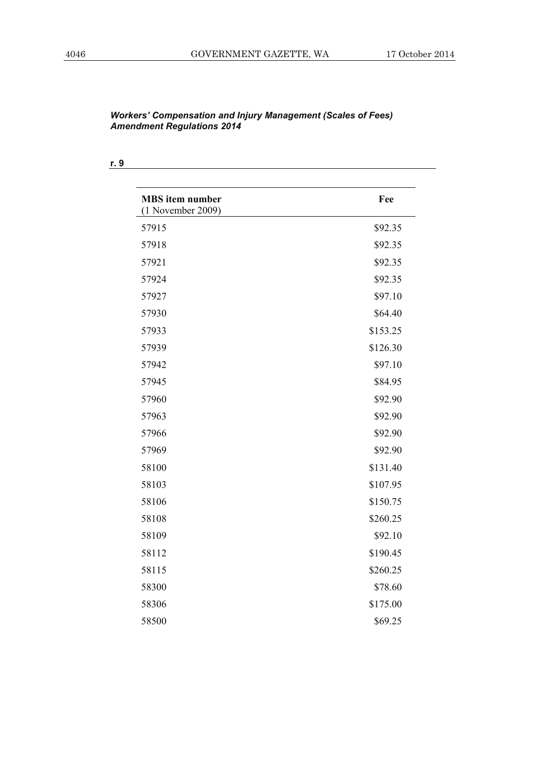*Workers' Compensation and Injury Management (Scales of Fees) Amendment Regulations 2014*

**r. 9**

| **MBS item number** (1 November 2009) | **Fee** |
|---|---|
| 57915 | $92.35 |
| 57918 | $92.35 |
| 57921 | $92.35 |
| 57924 | $92.35 |
| 57927 | $97.10 |
| 57930 | $64.40 |
| 57933 | $153.25 |
| 57939 | $126.30 |
| 57942 | $97.10 |
| 57945 | $84.95 |
| 57960 | $92.90 |
| 57963 | $92.90 |
| 57966 | $92.90 |
| 57969 | $92.90 |
| 58100 | $131.40 |
| 58103 | $107.95 |
| 58106 | $150.75 |
| 58108 | $260.25 |
| 58109 | $92.10 |
| 58112 | $190.45 |
| 58115 | $260.25 |
| 58300 | $78.60 |
| 58306 | $175.00 |
| 58500 | $69.25 |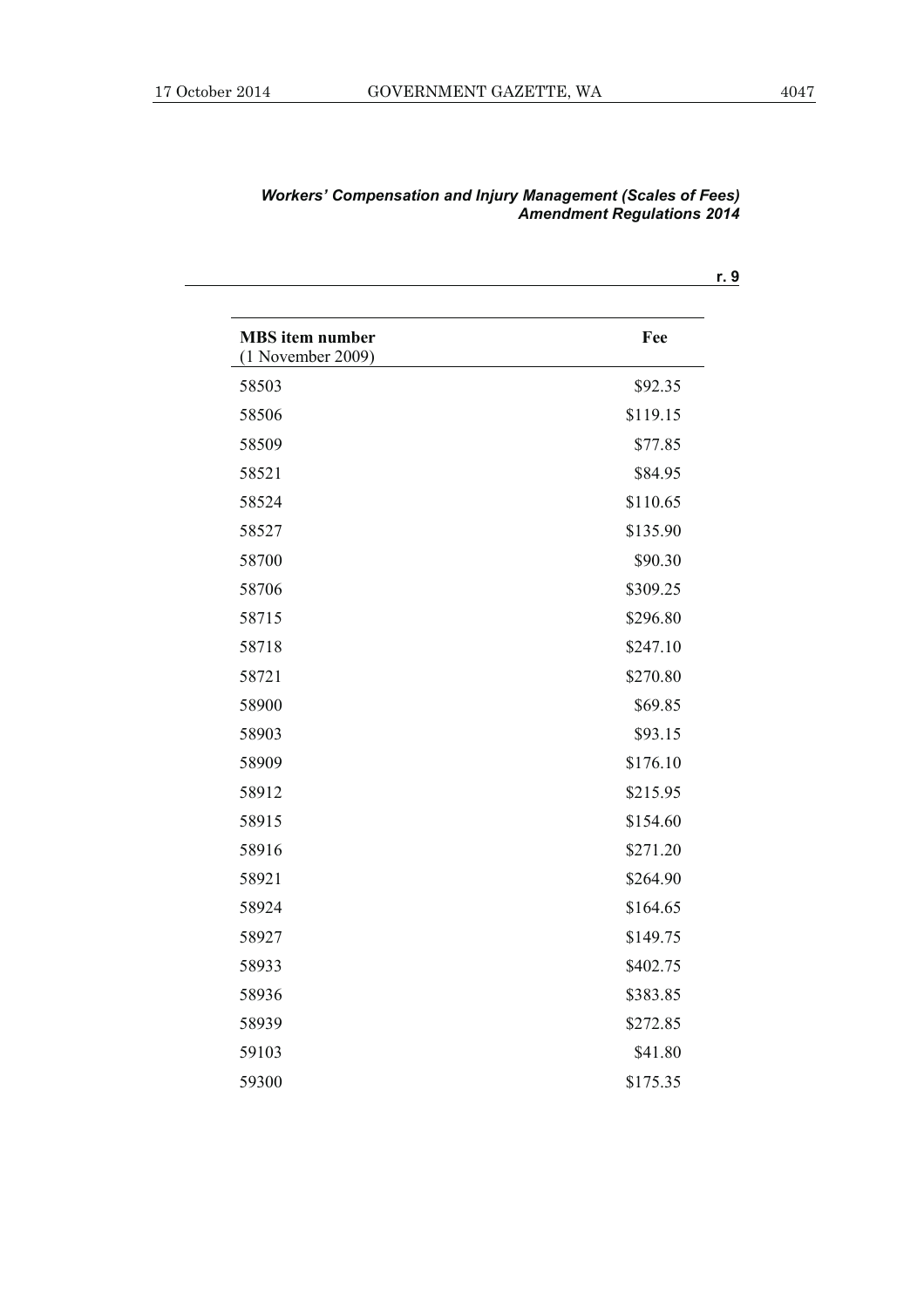| MBS item number (1 November 2009) | Fee |
|---|---|
| 58503 | $92.35 |
| 58506 | $119.15 |
| 58509 | $77.85 |
| 58521 | $84.95 |
| 58524 | $110.65 |
| 58527 | $135.90 |
| 58700 | $90.30 |
| 58706 | $309.25 |
| 58715 | $296.80 |
| 58718 | $247.10 |
| 58721 | $270.80 |
| 58900 | $69.85 |
| 58903 | $93.15 |
| 58909 | $176.10 |
| 58912 | $215.95 |
| 58915 | $154.60 |
| 58916 | $271.20 |
| 58921 | $264.90 |
| 58924 | $164.65 |
| 58927 | $149.75 |
| 58933 | $402.75 |
| 58936 | $383.85 |
| 58939 | $272.85 |
| 59103 | $41.80 |
| 59300 | $175.35 |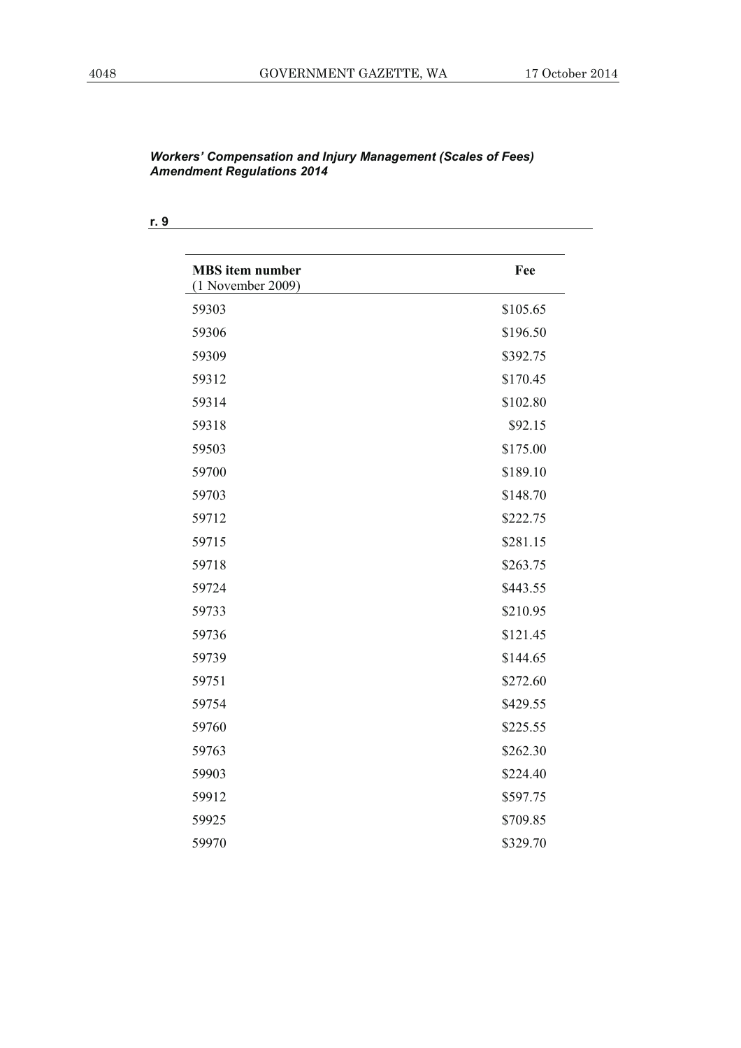*Workers' Compensation and Injury Management (Scales of Fees) Amendment Regulations 2014*

**r. 9**

| **MBS item number** (1 November 2009) | **Fee** |
|---|---|
| 59303 | $105.65 |
| 59306 | $196.50 |
| 59309 | $392.75 |
| 59312 | $170.45 |
| 59314 | $102.80 |
| 59318 | $92.15 |
| 59503 | $175.00 |
| 59700 | $189.10 |
| 59703 | $148.70 |
| 59712 | $222.75 |
| 59715 | $281.15 |
| 59718 | $263.75 |
| 59724 | $443.55 |
| 59733 | $210.95 |
| 59736 | $121.45 |
| 59739 | $144.65 |
| 59751 | $272.60 |
| 59754 | $429.55 |
| 59760 | $225.55 |
| 59763 | $262.30 |
| 59903 | $224.40 |
| 59912 | $597.75 |
| 59925 | $709.85 |
| 59970 | $329.70 |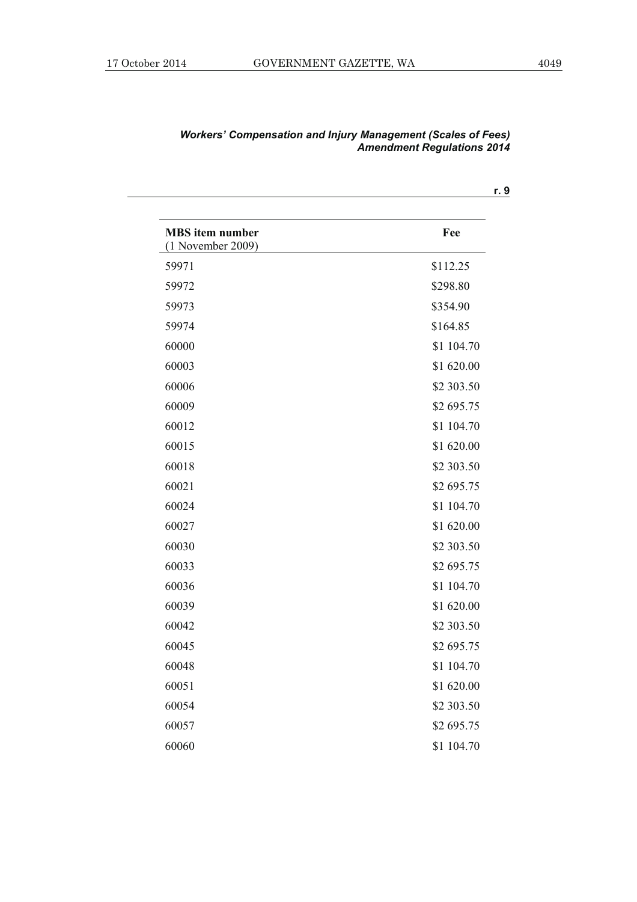| MBS item number (1 November 2009) | Fee |
|---|---|
| 59971 | $112.25 |
| 59972 | $298.80 |
| 59973 | $354.90 |
| 59974 | $164.85 |
| 60000 | $1 104.70 |
| 60003 | $1 620.00 |
| 60006 | $2 303.50 |
| 60009 | $2 695.75 |
| 60012 | $1 104.70 |
| 60015 | $1 620.00 |
| 60018 | $2 303.50 |
| 60021 | $2 695.75 |
| 60024 | $1 104.70 |
| 60027 | $1 620.00 |
| 60030 | $2 303.50 |
| 60033 | $2 695.75 |
| 60036 | $1 104.70 |
| 60039 | $1 620.00 |
| 60042 | $2 303.50 |
| 60045 | $2 695.75 |
| 60048 | $1 104.70 |
| 60051 | $1 620.00 |
| 60054 | $2 303.50 |
| 60057 | $2 695.75 |
| 60060 | $1 104.70 |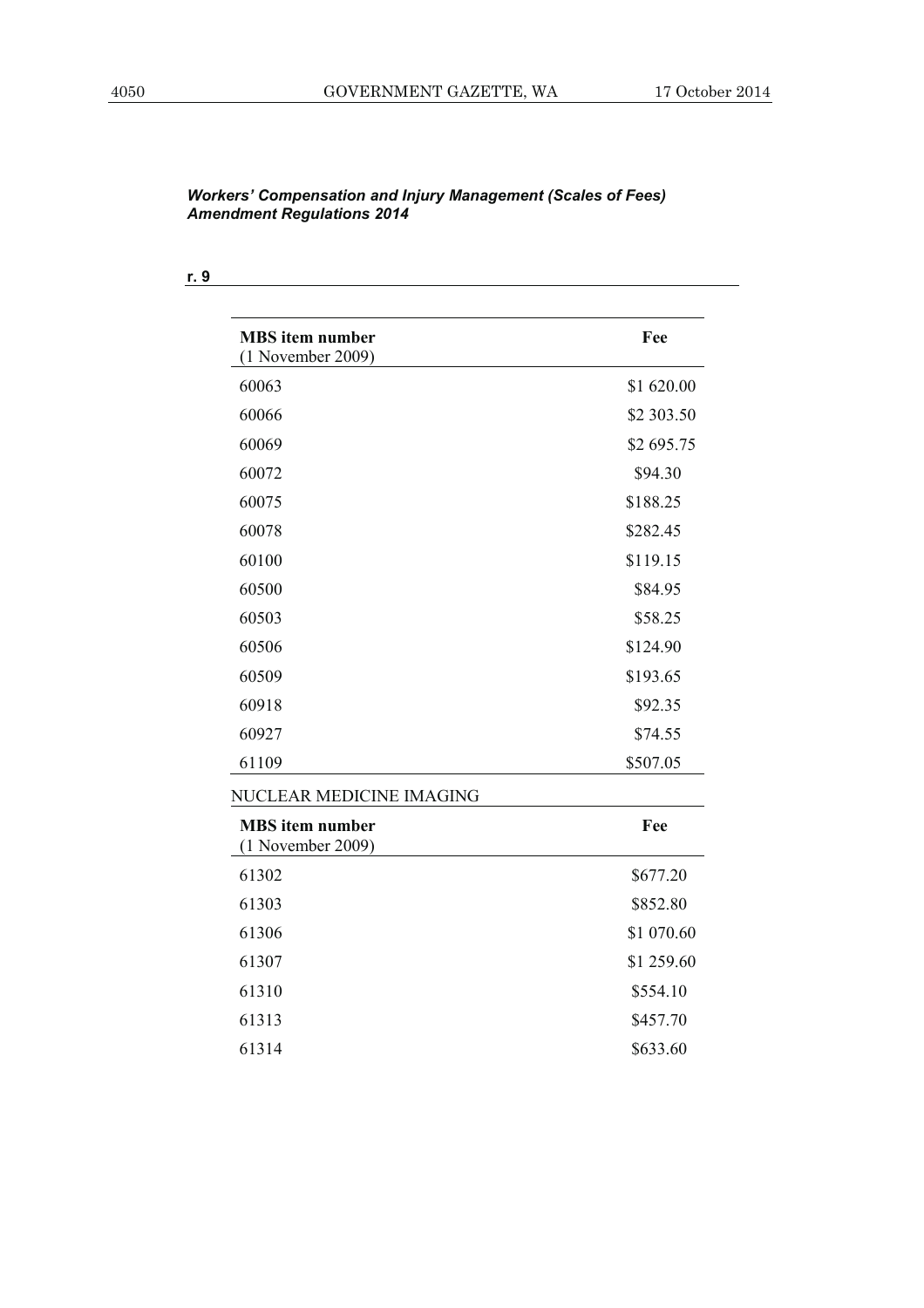*Workers' Compensation and Injury Management (Scales of Fees) Amendment Regulations 2014*

**r. 9**

| **MBS item number** (1 November 2009) | **Fee** |
|---|---|
| 60063 | $1 620.00 |
| 60066 | $2 303.50 |
| 60069 | $2 695.75 |
| 60072 | $94.30 |
| 60075 | $188.25 |
| 60078 | $282.45 |
| 60100 | $119.15 |
| 60500 | $84.95 |
| 60503 | $58.25 |
| 60506 | $124.90 |
| 60509 | $193.65 |
| 60918 | $92.35 |
| 60927 | $74.55 |
| 61109 | $507.05 |

NUCLEAR MEDICINE IMAGING

| **MBS item number** (1 November 2009) | **Fee** |
|---|---|
| 61302 | $677.20 |
| 61303 | $852.80 |
| 61306 | $1 070.60 |
| 61307 | $1 259.60 |
| 61310 | $554.10 |
| 61313 | $457.70 |
| 61314 | $633.60 |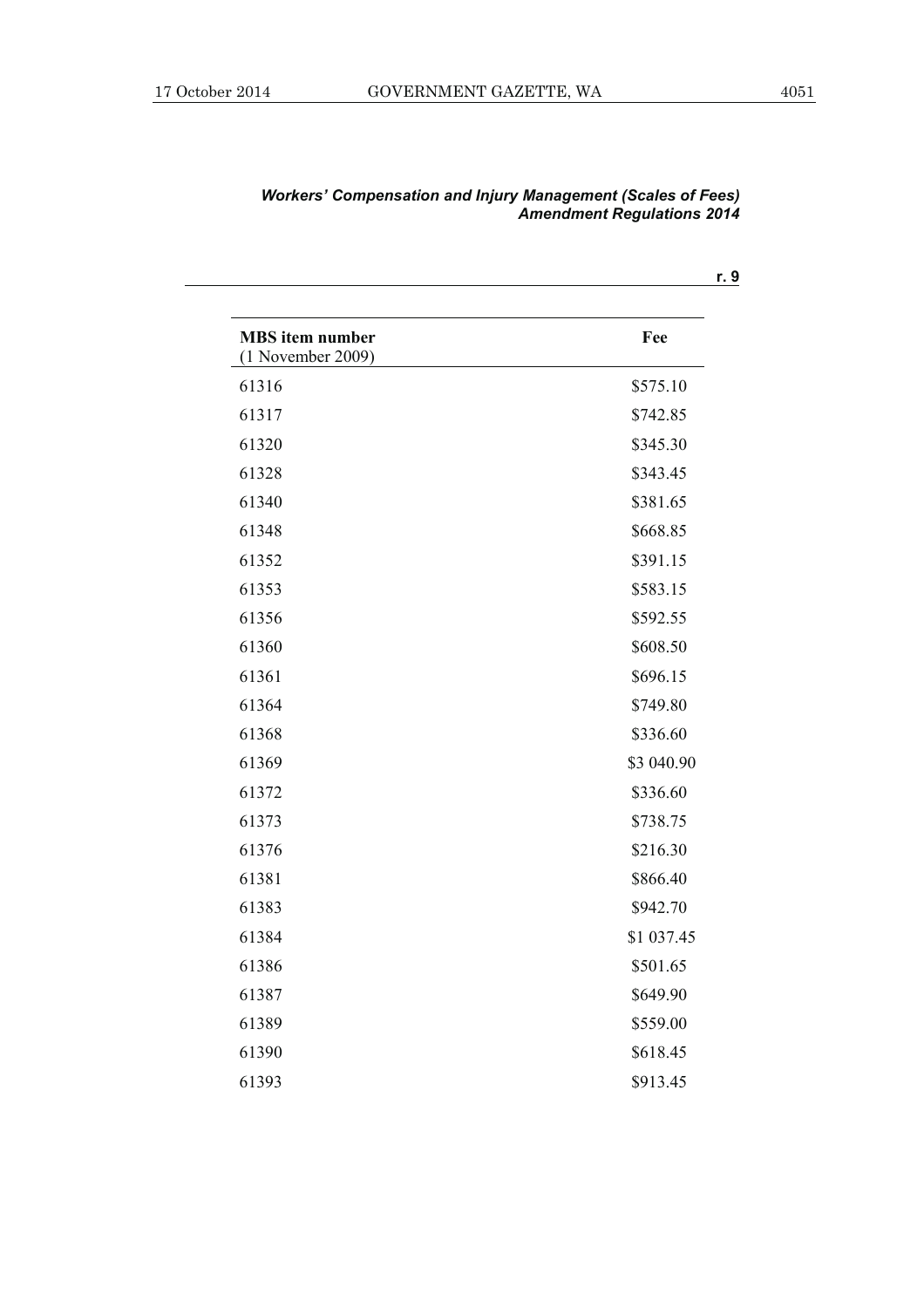| MBS item number (1 November 2009) | Fee |
|---|---|
| 61316 | $575.10 |
| 61317 | $742.85 |
| 61320 | $345.30 |
| 61328 | $343.45 |
| 61340 | $381.65 |
| 61348 | $668.85 |
| 61352 | $391.15 |
| 61353 | $583.15 |
| 61356 | $592.55 |
| 61360 | $608.50 |
| 61361 | $696.15 |
| 61364 | $749.80 |
| 61368 | $336.60 |
| 61369 | $3 040.90 |
| 61372 | $336.60 |
| 61373 | $738.75 |
| 61376 | $216.30 |
| 61381 | $866.40 |
| 61383 | $942.70 |
| 61384 | $1 037.45 |
| 61386 | $501.65 |
| 61387 | $649.90 |
| 61389 | $559.00 |
| 61390 | $618.45 |
| 61393 | $913.45 |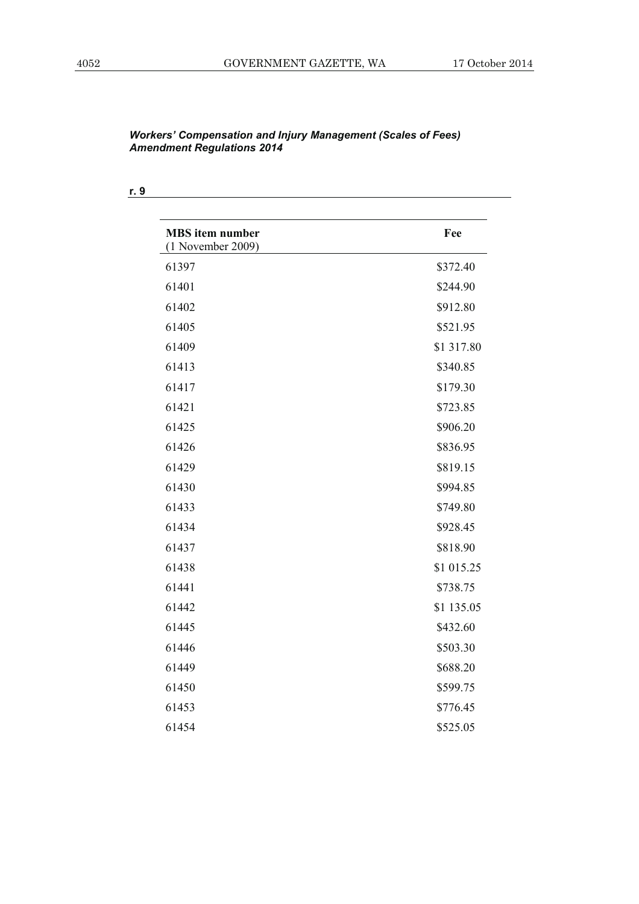*Workers' Compensation and Injury Management (Scales of Fees) Amendment Regulations 2014*

**r. 9**

| **MBS item number** (1 November 2009) | **Fee** |
|---|---|
| 61397 | $372.40 |
| 61401 | $244.90 |
| 61402 | $912.80 |
| 61405 | $521.95 |
| 61409 | $1 317.80 |
| 61413 | $340.85 |
| 61417 | $179.30 |
| 61421 | $723.85 |
| 61425 | $906.20 |
| 61426 | $836.95 |
| 61429 | $819.15 |
| 61430 | $994.85 |
| 61433 | $749.80 |
| 61434 | $928.45 |
| 61437 | $818.90 |
| 61438 | $1 015.25 |
| 61441 | $738.75 |
| 61442 | $1 135.05 |
| 61445 | $432.60 |
| 61446 | $503.30 |
| 61449 | $688.20 |
| 61450 | $599.75 |
| 61453 | $776.45 |
| 61454 | $525.05 |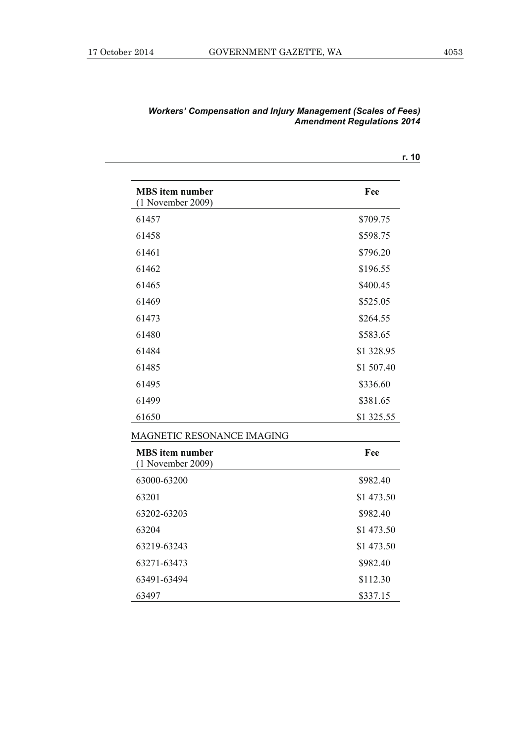| **MBS item number** (1 November 2009) | **Fee** |
|---|---|
| 61457 | $709.75 |
| 61458 | $598.75 |
| 61461 | $796.20 |
| 61462 | $196.55 |
| 61465 | $400.45 |
| 61469 | $525.05 |
| 61473 | $264.55 |
| 61480 | $583.65 |
| 61484 | $1 328.95 |
| 61485 | $1 507.40 |
| 61495 | $336.60 |
| 61499 | $381.65 |
| 61650 | $1 325.55 |

MAGNETIC RESONANCE IMAGING

| **MBS item number** (1 November 2009) | **Fee** |
|---|---|
| 63000-63200 | $982.40 |
| 63201 | $1 473.50 |
| 63202-63203 | $982.40 |
| 63204 | $1 473.50 |
| 63219-63243 | $1 473.50 |
| 63271-63473 | $982.40 |
| 63491-63494 | $112.30 |
| 63497 | $337.15 |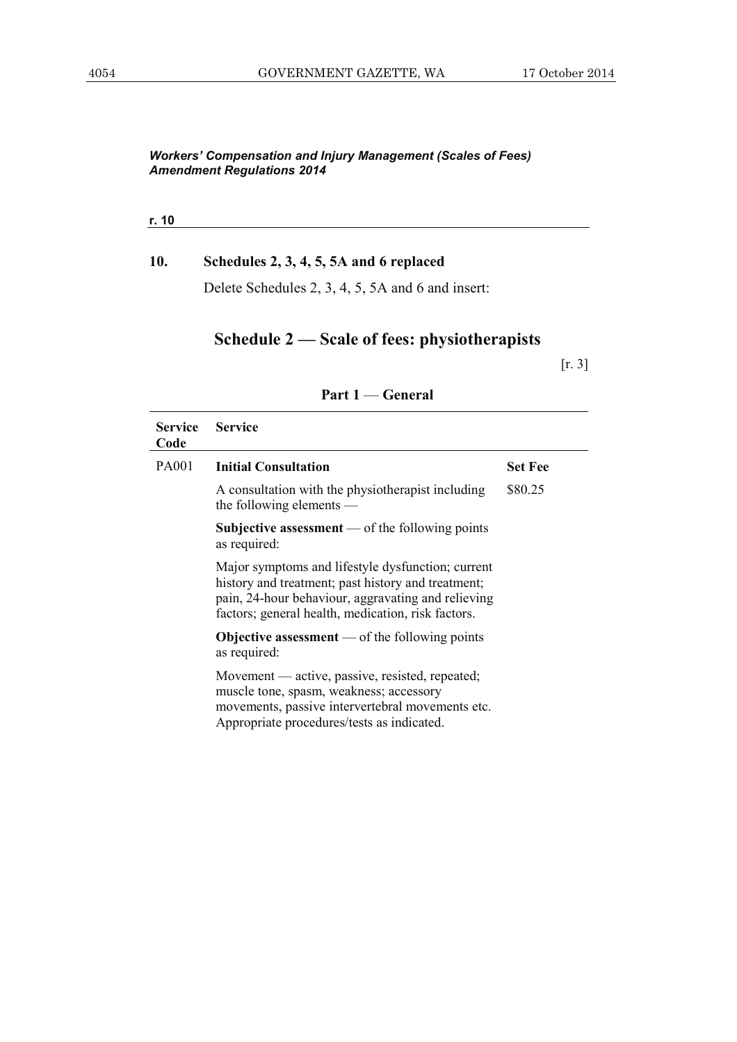*Workers' Compensation and Injury Management (Scales of Fees) Amendment Regulations 2014*

**r. 10**

## 10. Schedules 2, 3, 4, 5, 5A and 6 replaced

Delete Schedules 2, 3, 4, 5, 5A and 6 and insert:

# Schedule 2 — Scale of fees: physiotherapists

[r. 3]

### Part 1 — General

| Service Code | Service | |
|---|---|---|
| PA001 | **Initial Consultation** | **Set Fee** |
| | A consultation with the physiotherapist including the following elements — | $80.25 |
| | **Subjective assessment** — of the following points as required: | |
| | Major symptoms and lifestyle dysfunction; current history and treatment; past history and treatment; pain, 24-hour behaviour, aggravating and relieving factors; general health, medication, risk factors. | |
| | **Objective assessment** — of the following points as required: | |
| | Movement — active, passive, resisted, repeated; muscle tone, spasm, weakness; accessory movements, passive intervertebral movements etc. Appropriate procedures/tests as indicated. | |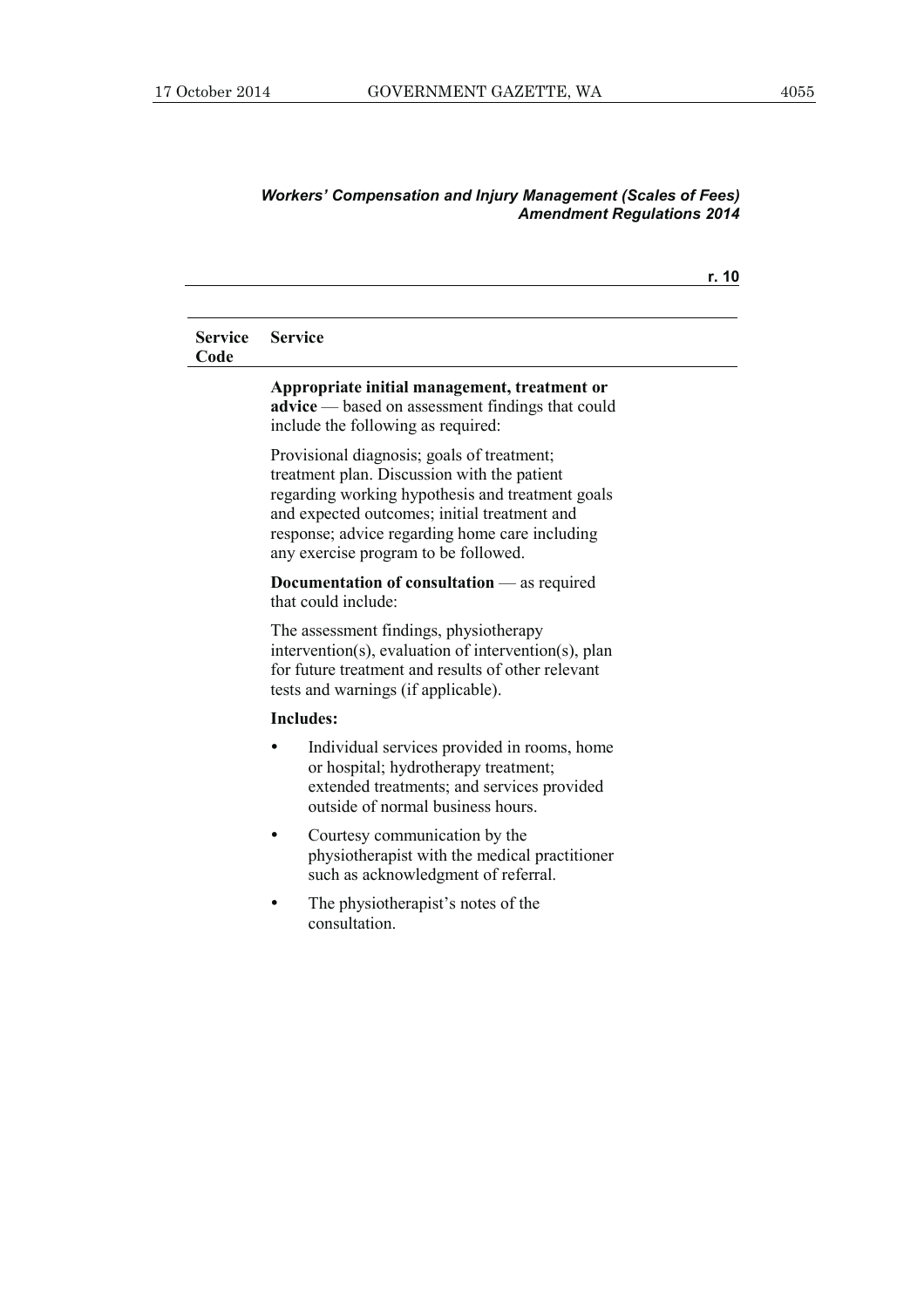*Workers' Compensation and Injury Management (Scales of Fees) Amendment Regulations 2014*

**r. 10**

| Service Code | Service |
|---|---|
| | **Appropriate initial management, treatment or advice** — based on assessment findings that could include the following as required:<br><br>Provisional diagnosis; goals of treatment; treatment plan. Discussion with the patient regarding working hypothesis and treatment goals and expected outcomes; initial treatment and response; advice regarding home care including any exercise program to be followed.<br><br>**Documentation of consultation** — as required that could include:<br><br>The assessment findings, physiotherapy intervention(s), evaluation of intervention(s), plan for future treatment and results of other relevant tests and warnings (if applicable).<br><br>**Includes:**<br><br>• Individual services provided in rooms, home or hospital; hydrotherapy treatment; extended treatments; and services provided outside of normal business hours.<br><br>• Courtesy communication by the physiotherapist with the medical practitioner such as acknowledgment of referral.<br><br>• The physiotherapist's notes of the consultation. |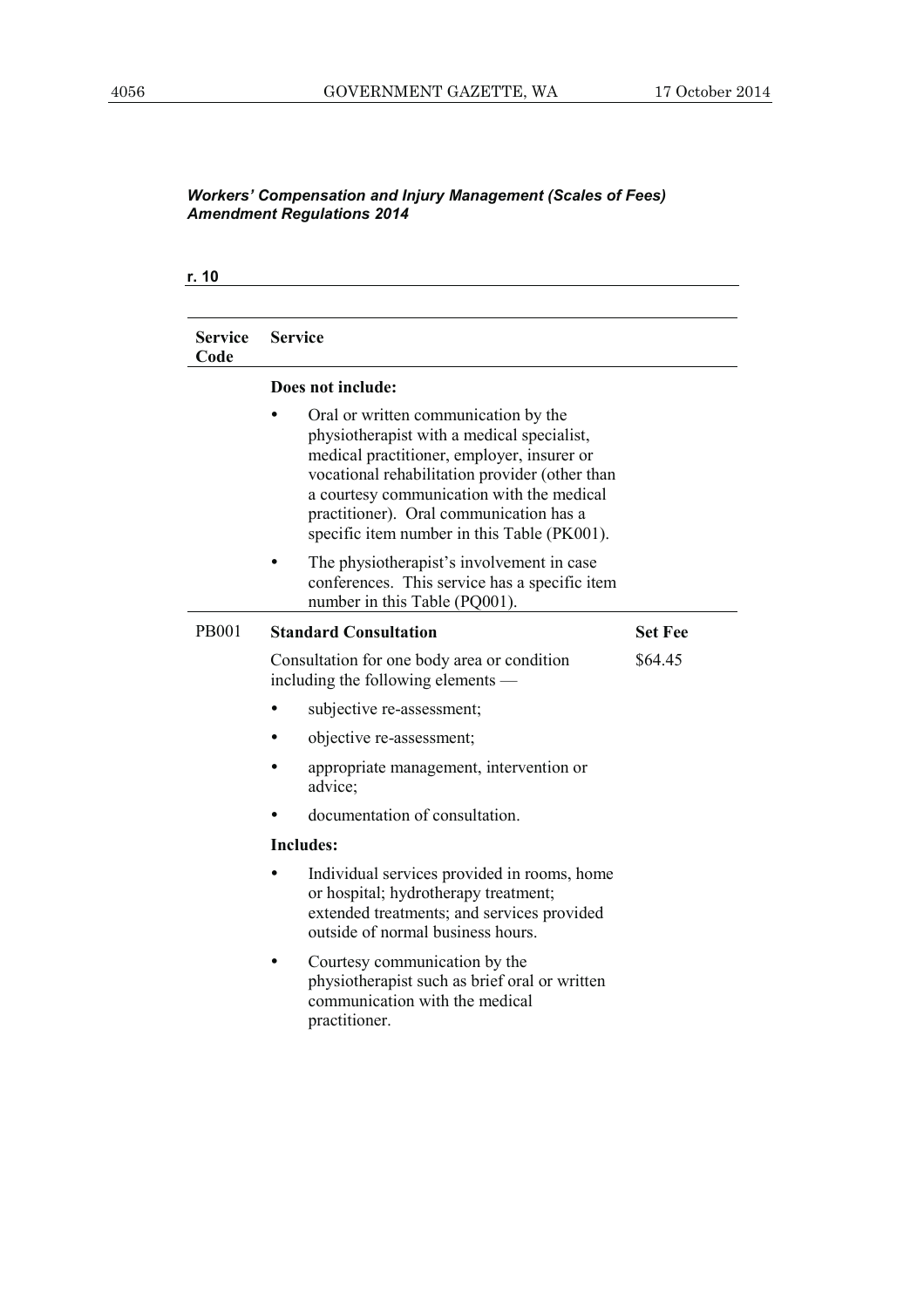*Workers' Compensation and Injury Management (Scales of Fees) Amendment Regulations 2014*

**r. 10**

| Service Code | Service | |
|---|---|---|
| | **Does not include:** <br> • Oral or written communication by the physiotherapist with a medical specialist, medical practitioner, employer, insurer or vocational rehabilitation provider (other than a courtesy communication with the medical practitioner). Oral communication has a specific item number in this Table (PK001). <br> • The physiotherapist's involvement in case conferences. This service has a specific item number in this Table (PQ001). | |
| PB001 | **Standard Consultation** <br> Consultation for one body area or condition including the following elements — <br> • subjective re-assessment; <br> • objective re-assessment; <br> • appropriate management, intervention or advice; <br> • documentation of consultation. <br> **Includes:** <br> • Individual services provided in rooms, home or hospital; hydrotherapy treatment; extended treatments; and services provided outside of normal business hours. <br> • Courtesy communication by the physiotherapist such as brief oral or written communication with the medical practitioner. | **Set Fee** <br> $64.45 |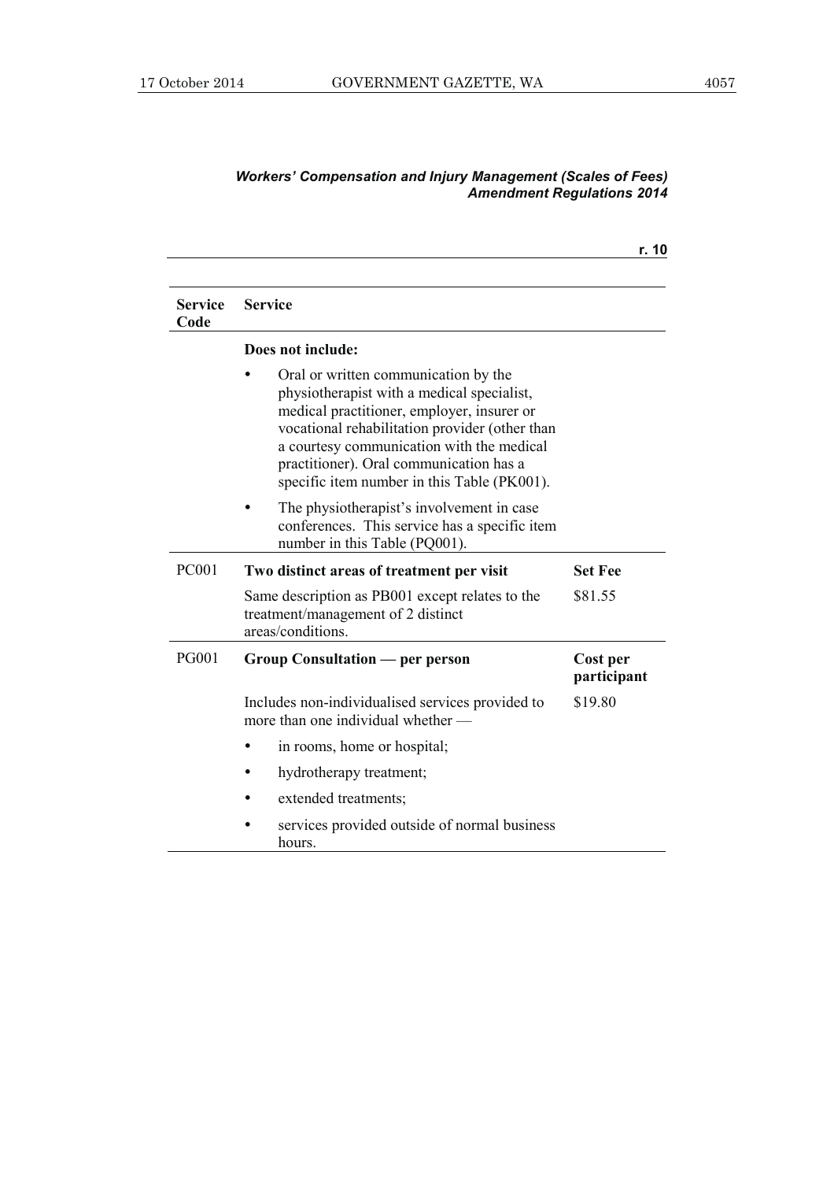*Workers' Compensation and Injury Management (Scales of Fees) Amendment Regulations 2014*

**r. 10**

| Service Code | Service | |
|---|---|---|
| | **Does not include:** | |
| | • Oral or written communication by the physiotherapist with a medical specialist, medical practitioner, employer, insurer or vocational rehabilitation provider (other than a courtesy communication with the medical practitioner). Oral communication has a specific item number in this Table (PK001). | |
| | • The physiotherapist's involvement in case conferences. This service has a specific item number in this Table (PQ001). | |
| PC001 | **Two distinct areas of treatment per visit** | **Set Fee** |
| | Same description as PB001 except relates to the treatment/management of 2 distinct areas/conditions. | $81.55 |
| PG001 | **Group Consultation — per person** | **Cost per participant** |
| | Includes non-individualised services provided to more than one individual whether — | $19.80 |
| | • in rooms, home or hospital; | |
| | • hydrotherapy treatment; | |
| | • extended treatments; | |
| | • services provided outside of normal business hours. | |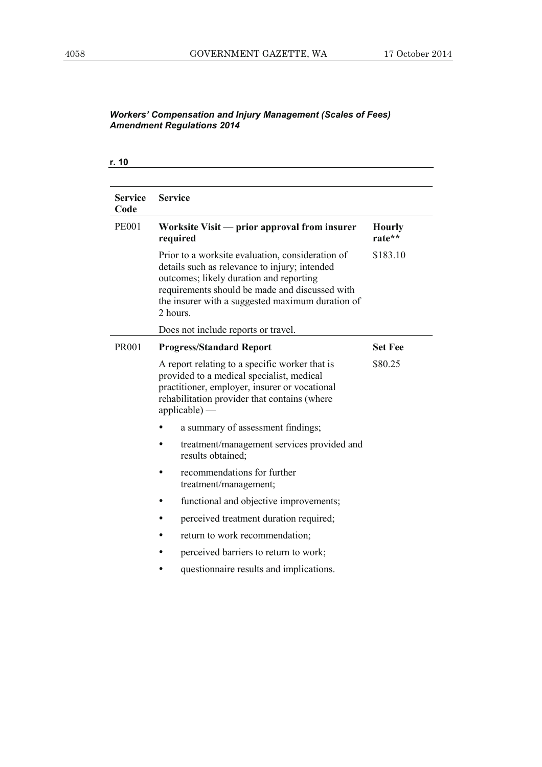*Workers' Compensation and Injury Management (Scales of Fees) Amendment Regulations 2014*

**r. 10**

| Service Code | Service | |
|---|---|---|
| PE001 | **Worksite Visit — prior approval from insurer required** | **Hourly rate**** |
| | Prior to a worksite evaluation, consideration of details such as relevance to injury; intended outcomes; likely duration and reporting requirements should be made and discussed with the insurer with a suggested maximum duration of 2 hours.<br><br>Does not include reports or travel. | $183.10 |
| PR001 | **Progress/Standard Report** | **Set Fee** |
| | A report relating to a specific worker that is provided to a medical specialist, medical practitioner, employer, insurer or vocational rehabilitation provider that contains (where applicable) —<br>• a summary of assessment findings;<br>• treatment/management services provided and results obtained;<br>• recommendations for further treatment/management;<br>• functional and objective improvements;<br>• perceived treatment duration required;<br>• return to work recommendation;<br>• perceived barriers to return to work;<br>• questionnaire results and implications. | $80.25 |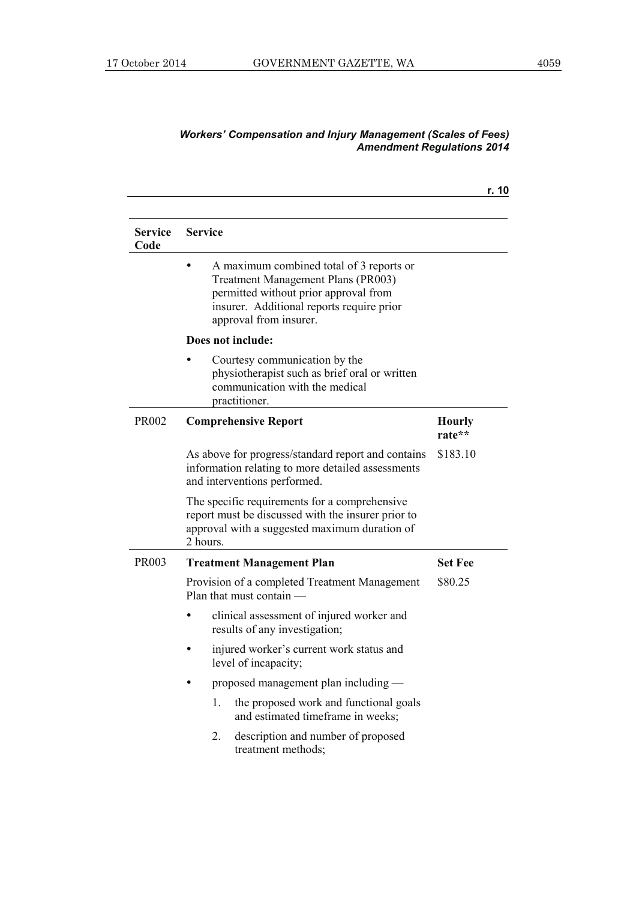*Workers' Compensation and Injury Management (Scales of Fees) Amendment Regulations 2014*

r. 10

| Service Code | Service | |
|---|---|---|
| | • A maximum combined total of 3 reports or Treatment Management Plans (PR003) permitted without prior approval from insurer. Additional reports require prior approval from insurer. | |
| | **Does not include:** | |
| | • Courtesy communication by the physiotherapist such as brief oral or written communication with the medical practitioner. | |
| PR002 | **Comprehensive Report** | **Hourly rate**** |
| | As above for progress/standard report and contains information relating to more detailed assessments and interventions performed. | $183.10 |
| | The specific requirements for a comprehensive report must be discussed with the insurer prior to approval with a suggested maximum duration of 2 hours. | |
| PR003 | **Treatment Management Plan** | **Set Fee** |
| | Provision of a completed Treatment Management Plan that must contain — | $80.25 |
| | • clinical assessment of injured worker and results of any investigation; | |
| | • injured worker's current work status and level of incapacity; | |
| | • proposed management plan including — | |
| | 1. the proposed work and functional goals and estimated timeframe in weeks; | |
| | 2. description and number of proposed treatment methods; | |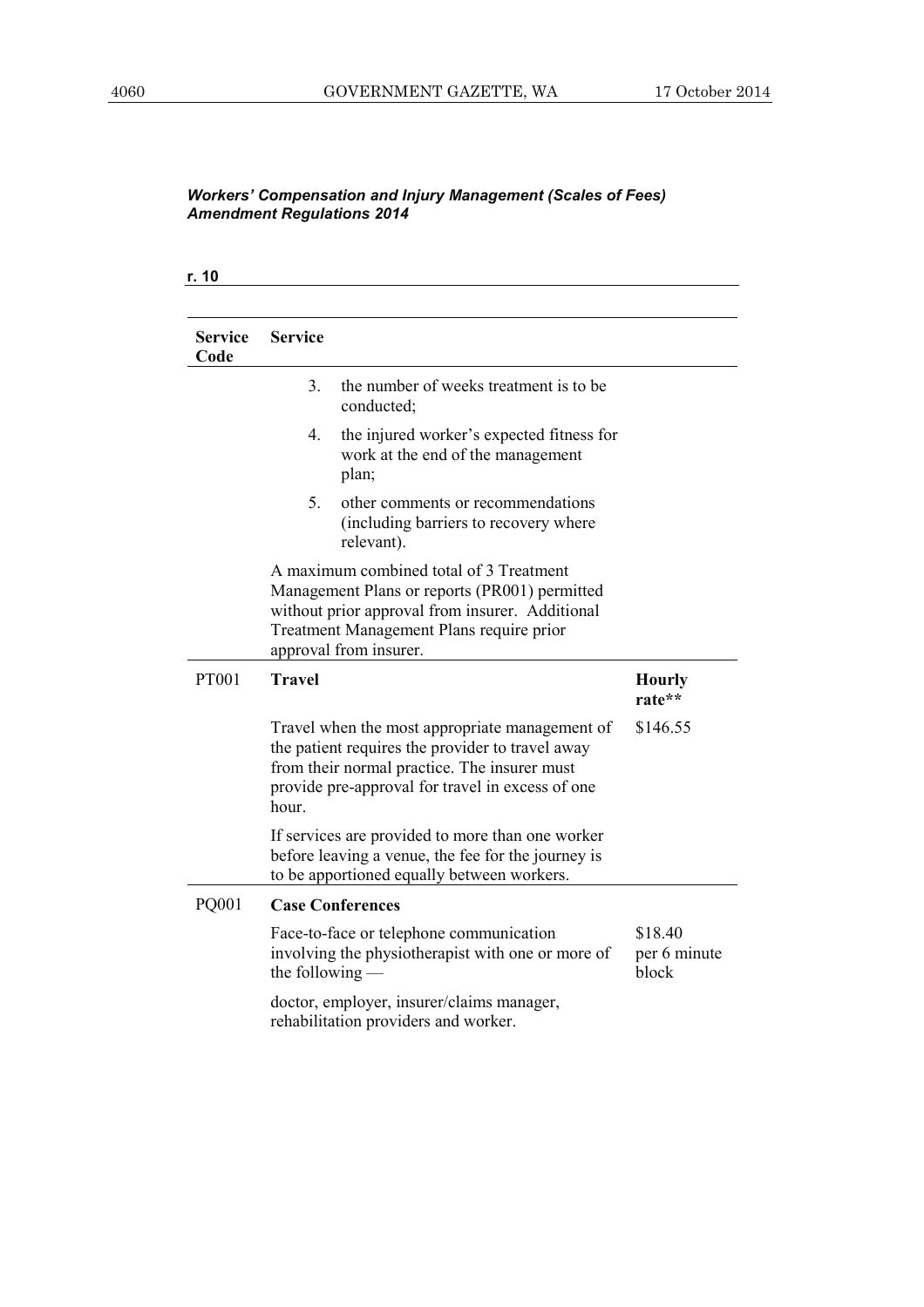*Workers' Compensation and Injury Management (Scales of Fees) Amendment Regulations 2014*

**r. 10**

| Service Code | Service | |
|---|---|---|
| | 3. the number of weeks treatment is to be conducted; | |
| | 4. the injured worker's expected fitness for work at the end of the management plan; | |
| | 5. other comments or recommendations (including barriers to recovery where relevant). | |
| | A maximum combined total of 3 Treatment Management Plans or reports (PR001) permitted without prior approval from insurer. Additional Treatment Management Plans require prior approval from insurer. | |
| PT001 | **Travel** | **Hourly rate**** |
| | Travel when the most appropriate management of the patient requires the provider to travel away from their normal practice. The insurer must provide pre-approval for travel in excess of one hour. | $146.55 |
| | If services are provided to more than one worker before leaving a venue, the fee for the journey is to be apportioned equally between workers. | |
| PQ001 | **Case Conferences** | |
| | Face-to-face or telephone communication involving the physiotherapist with one or more of the following — | $18.40 per 6 minute block |
| | doctor, employer, insurer/claims manager, rehabilitation providers and worker. | |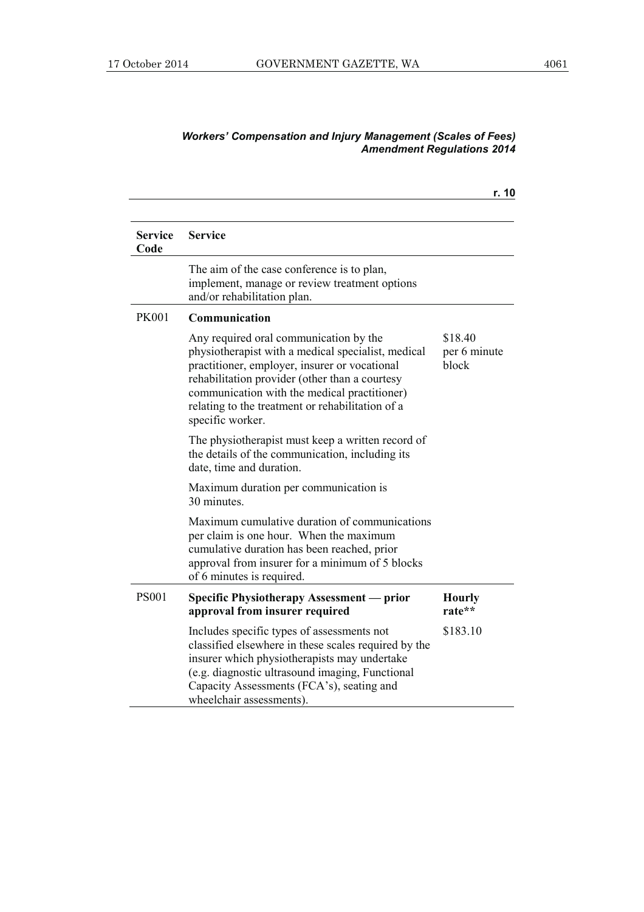*Workers' Compensation and Injury Management (Scales of Fees) Amendment Regulations 2014*

**r. 10**

| Service Code | Service | |
|---|---|---|
| | The aim of the case conference is to plan, implement, manage or review treatment options and/or rehabilitation plan. | |
| PK001 | **Communication** | |
| | Any required oral communication by the physiotherapist with a medical specialist, medical practitioner, employer, insurer or vocational rehabilitation provider (other than a courtesy communication with the medical practitioner) relating to the treatment or rehabilitation of a specific worker.<br><br>The physiotherapist must keep a written record of the details of the communication, including its date, time and duration.<br><br>Maximum duration per communication is 30 minutes.<br><br>Maximum cumulative duration of communications per claim is one hour. When the maximum cumulative duration has been reached, prior approval from insurer for a minimum of 5 blocks of 6 minutes is required. | $18.40 per 6 minute block |
| PS001 | **Specific Physiotherapy Assessment — prior approval from insurer required** | **Hourly rate**** |
| | Includes specific types of assessments not classified elsewhere in these scales required by the insurer which physiotherapists may undertake (e.g. diagnostic ultrasound imaging, Functional Capacity Assessments (FCA's), seating and wheelchair assessments). | $183.10 |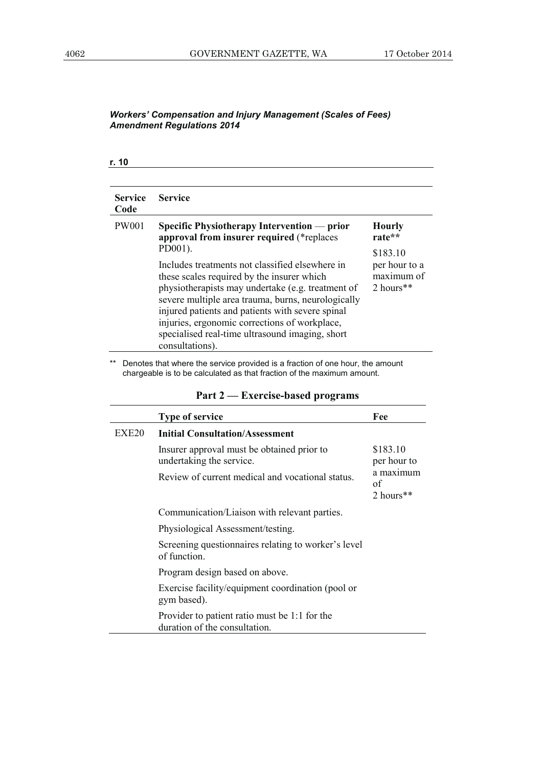*Workers' Compensation and Injury Management (Scales of Fees) Amendment Regulations 2014*

**r. 10**

| Service Code | Service | |
|---|---|---|
| PW001 | **Specific Physiotherapy Intervention — prior approval from insurer required** (*replaces PD001).<br><br>Includes treatments not classified elsewhere in these scales required by the insurer which physiotherapists may undertake (e.g. treatment of severe multiple area trauma, burns, neurologically injured patients and patients with severe spinal injuries, ergonomic corrections of workplace, specialised real-time ultrasound imaging, short consultations). | **Hourly rate****<br><br>$183.10 per hour to a maximum of 2 hours** |

** Denotes that where the service provided is a fraction of one hour, the amount chargeable is to be calculated as that fraction of the maximum amount.

## Part 2 — Exercise-based programs

| | Type of service | Fee |
|---|---|---|
| EXE20 | **Initial Consultation/Assessment** | |
| | Insurer approval must be obtained prior to undertaking the service. | $183.10 per hour to a maximum of 2 hours** |
| | Review of current medical and vocational status. | |
| | Communication/Liaison with relevant parties. | |
| | Physiological Assessment/testing. | |
| | Screening questionnaires relating to worker's level of function. | |
| | Program design based on above. | |
| | Exercise facility/equipment coordination (pool or gym based). | |
| | Provider to patient ratio must be 1:1 for the duration of the consultation. | |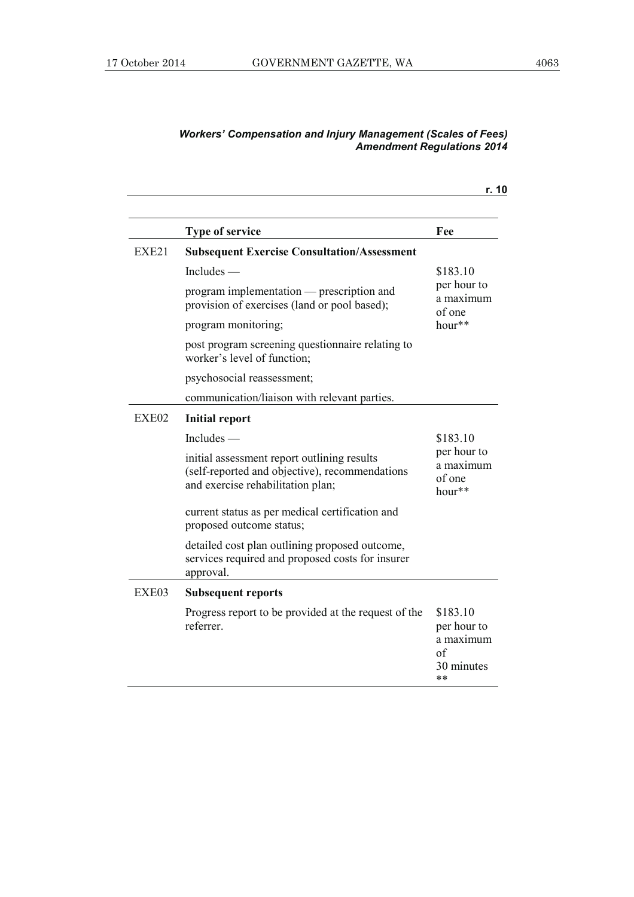*Workers' Compensation and Injury Management (Scales of Fees) Amendment Regulations 2014*

**r. 10**

| | Type of service | Fee |
|---|---|---|
| EXE21 | **Subsequent Exercise Consultation/Assessment**<br>Includes —<br>program implementation — prescription and provision of exercises (land or pool based);<br>program monitoring;<br>post program screening questionnaire relating to worker's level of function;<br>psychosocial reassessment;<br>communication/liaison with relevant parties. | $183.10 per hour to a maximum of one hour** |
| EXE02 | **Initial report**<br>Includes —<br>initial assessment report outlining results (self-reported and objective), recommendations and exercise rehabilitation plan;<br>current status as per medical certification and proposed outcome status;<br>detailed cost plan outlining proposed outcome, services required and proposed costs for insurer approval. | $183.10 per hour to a maximum of one hour** |
| EXE03 | **Subsequent reports**<br>Progress report to be provided at the request of the referrer. | $183.10 per hour to a maximum of 30 minutes ** |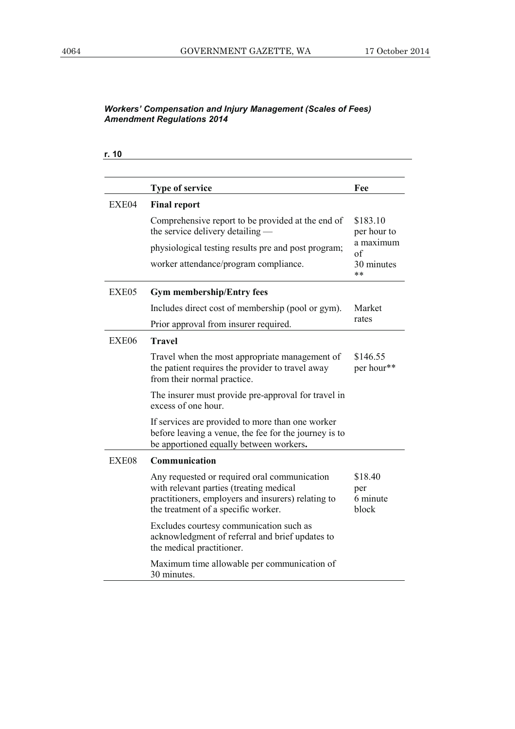***Workers' Compensation and Injury Management (Scales of Fees) Amendment Regulations 2014***

**r. 10**

| | Type of service | Fee |
|---|---|---|
| EXE04 | **Final report**<br><br>Comprehensive report to be provided at the end of the service delivery detailing —<br><br>physiological testing results pre and post program;<br><br>worker attendance/program compliance. | $183.10 per hour to a maximum of 30 minutes ** |
| EXE05 | **Gym membership/Entry fees**<br><br>Includes direct cost of membership (pool or gym).<br><br>Prior approval from insurer required. | Market rates |
| EXE06 | **Travel**<br><br>Travel when the most appropriate management of the patient requires the provider to travel away from their normal practice.<br><br>The insurer must provide pre-approval for travel in excess of one hour.<br><br>If services are provided to more than one worker before leaving a venue, the fee for the journey is to be apportioned equally between workers**.** | $146.55 per hour** |
| EXE08 | **Communication**<br><br>Any requested or required oral communication with relevant parties (treating medical practitioners, employers and insurers) relating to the treatment of a specific worker.<br><br>Excludes courtesy communication such as acknowledgment of referral and brief updates to the medical practitioner.<br><br>Maximum time allowable per communication of 30 minutes. | $18.40 per 6 minute block |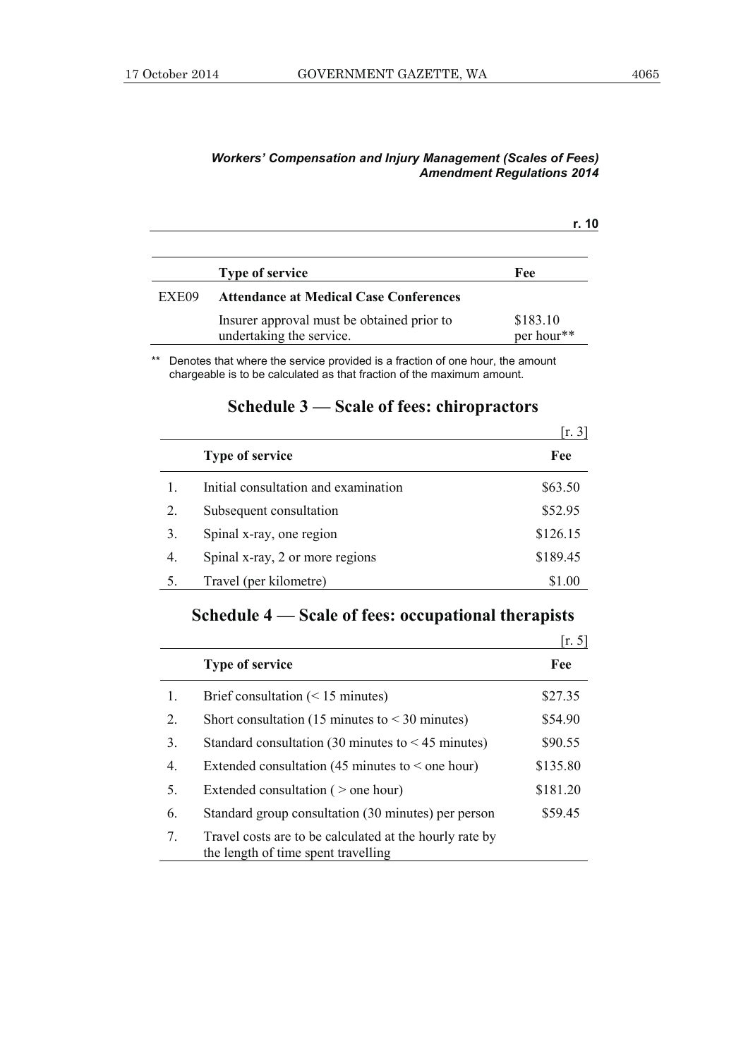| | Type of service | Fee |
|---|---|---|
| EXE09 | **Attendance at Medical Case Conferences** | |
| | Insurer approval must be obtained prior to undertaking the service. | $183.10 per hour** |

** Denotes that where the service provided is a fraction of one hour, the amount chargeable is to be calculated as that fraction of the maximum amount.

## Schedule 3 — Scale of fees: chiropractors

[r. 3]

| | Type of service | Fee |
|---|---|---|
| 1. | Initial consultation and examination | $63.50 |
| 2. | Subsequent consultation | $52.95 |
| 3. | Spinal x-ray, one region | $126.15 |
| 4. | Spinal x-ray, 2 or more regions | $189.45 |
| 5. | Travel (per kilometre) | $1.00 |

## Schedule 4 — Scale of fees: occupational therapists

[r. 5]

| | Type of service | Fee |
|---|---|---|
| 1. | Brief consultation (< 15 minutes) | $27.35 |
| 2. | Short consultation (15 minutes to < 30 minutes) | $54.90 |
| 3. | Standard consultation (30 minutes to < 45 minutes) | $90.55 |
| 4. | Extended consultation (45 minutes to < one hour) | $135.80 |
| 5. | Extended consultation ( > one hour) | $181.20 |
| 6. | Standard group consultation (30 minutes) per person | $59.45 |
| 7. | Travel costs are to be calculated at the hourly rate by the length of time spent travelling | |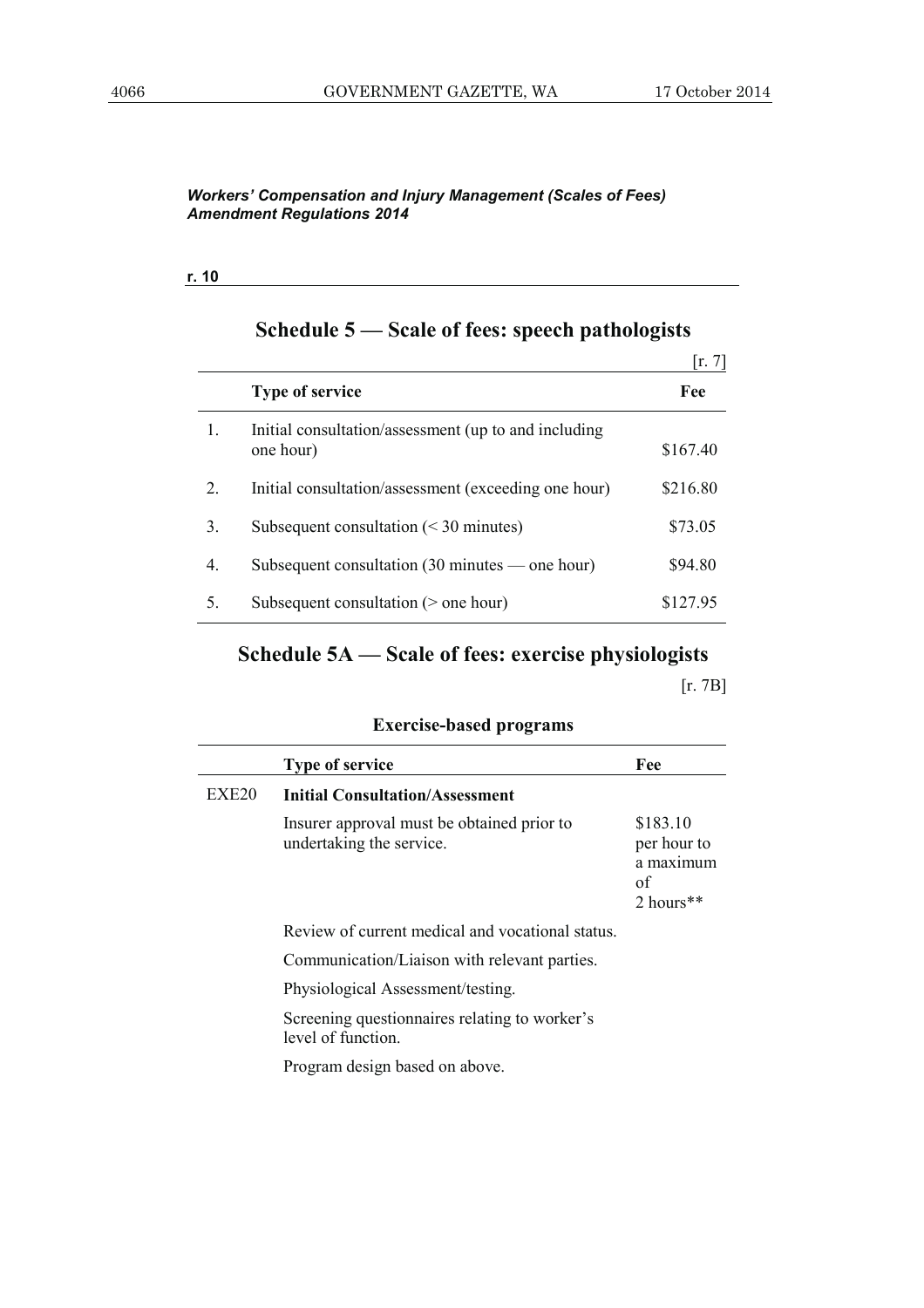*Workers' Compensation and Injury Management (Scales of Fees) Amendment Regulations 2014*

**r. 10**

## Schedule 5 — Scale of fees: speech pathologists

[r. 7]

| | Type of service | Fee |
|---|---|---|
| 1. | Initial consultation/assessment (up to and including one hour) | $167.40 |
| 2. | Initial consultation/assessment (exceeding one hour) | $216.80 |
| 3. | Subsequent consultation (< 30 minutes) | $73.05 |
| 4. | Subsequent consultation (30 minutes — one hour) | $94.80 |
| 5. | Subsequent consultation (> one hour) | $127.95 |

## Schedule 5A — Scale of fees: exercise physiologists

[r. 7B]

### Exercise-based programs

| | Type of service | Fee |
|---|---|---|
| EXE20 | **Initial Consultation/Assessment** | |
| | Insurer approval must be obtained prior to undertaking the service. | $183.10 per hour to a maximum of 2 hours** |
| | Review of current medical and vocational status. | |
| | Communication/Liaison with relevant parties. | |
| | Physiological Assessment/testing. | |
| | Screening questionnaires relating to worker's level of function. | |
| | Program design based on above. | |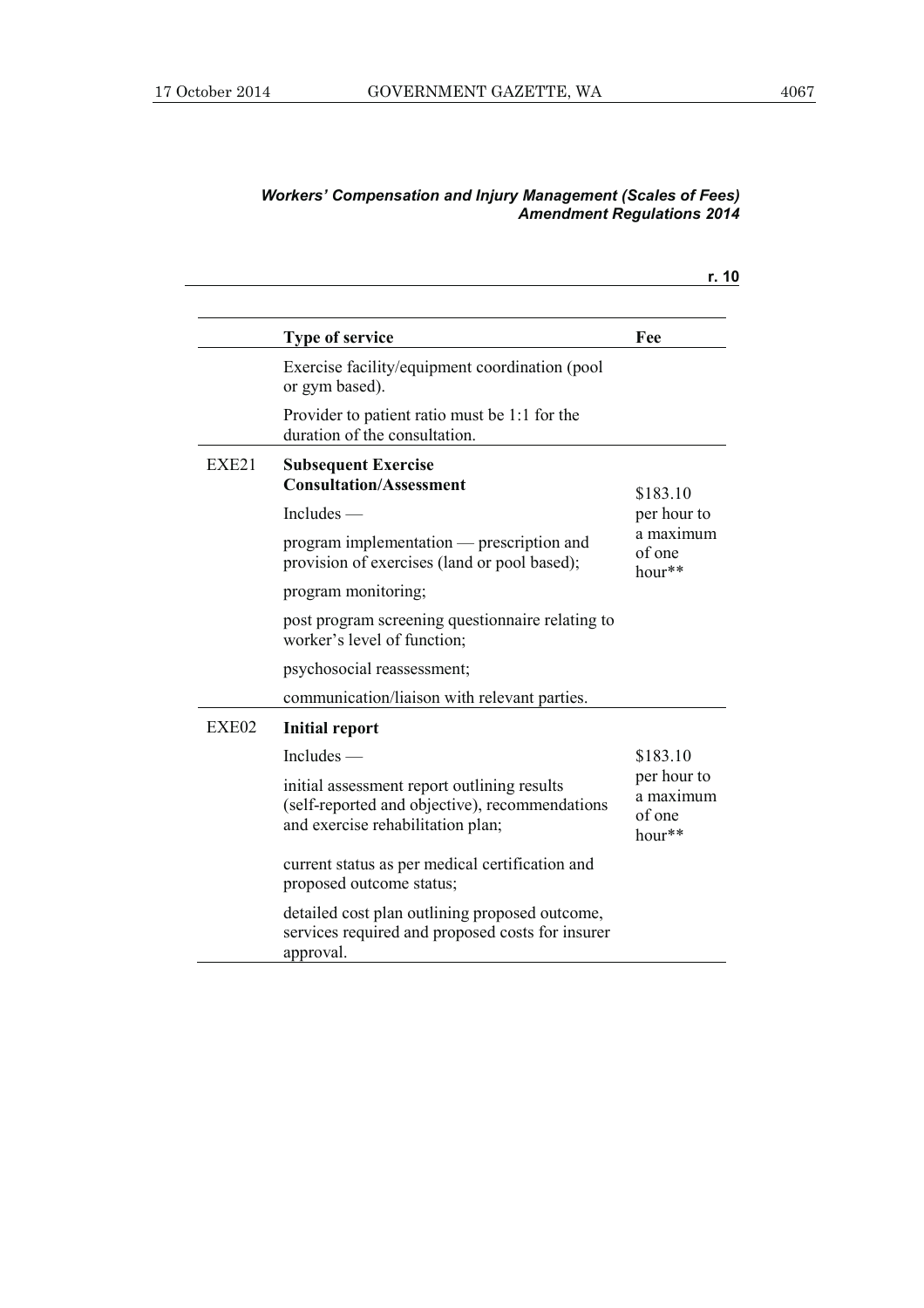*Workers' Compensation and Injury Management (Scales of Fees) Amendment Regulations 2014*

**r. 10**

| | **Type of service** | **Fee** |
|---|---|---|
| | Exercise facility/equipment coordination (pool or gym based).<br><br>Provider to patient ratio must be 1:1 for the duration of the consultation. | |
| EXE21 | **Subsequent Exercise Consultation/Assessment**<br><br>Includes —<br><br>program implementation — prescription and provision of exercises (land or pool based);<br><br>program monitoring;<br><br>post program screening questionnaire relating to worker's level of function;<br><br>psychosocial reassessment;<br><br>communication/liaison with relevant parties. | $183.10 per hour to a maximum of one hour** |
| EXE02 | **Initial report**<br><br>Includes —<br><br>initial assessment report outlining results (self-reported and objective), recommendations and exercise rehabilitation plan;<br><br>current status as per medical certification and proposed outcome status;<br><br>detailed cost plan outlining proposed outcome, services required and proposed costs for insurer approval. | $183.10 per hour to a maximum of one hour** |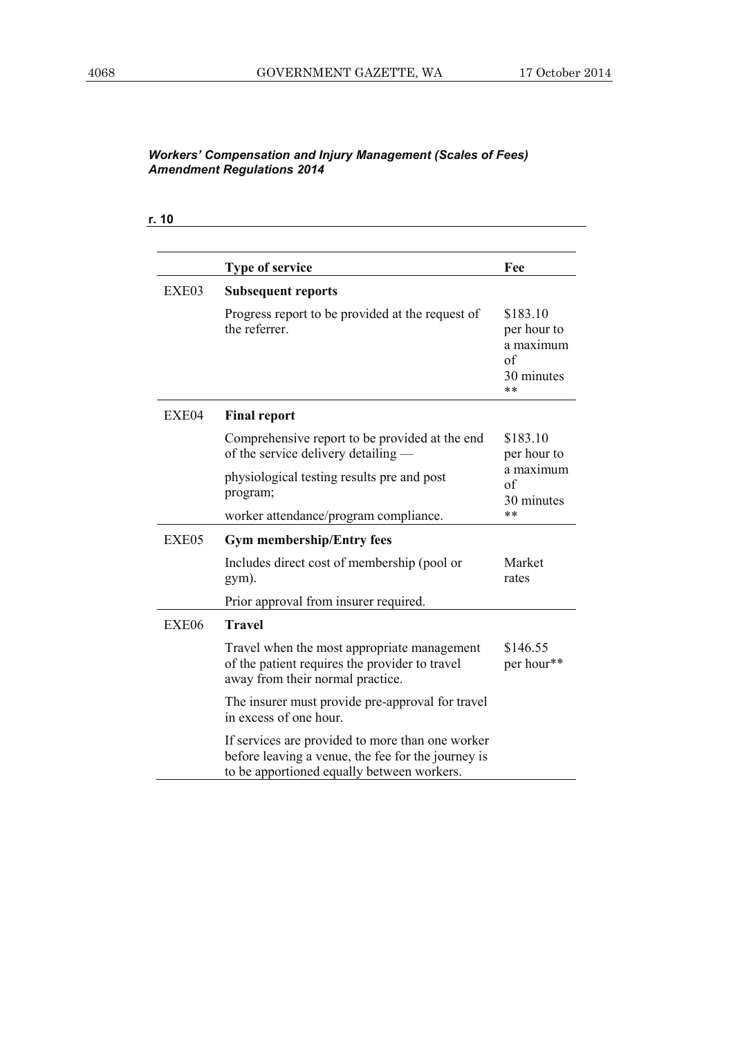*Workers' Compensation and Injury Management (Scales of Fees) Amendment Regulations 2014*

**r. 10**

| | **Type of service** | **Fee** |
|---|---|---|
| EXE03 | **Subsequent reports**<br><br>Progress report to be provided at the request of the referrer. | <br><br>$183.10 per hour to a maximum of 30 minutes ** |
| EXE04 | **Final report**<br><br>Comprehensive report to be provided at the end of the service delivery detailing —<br><br>physiological testing results pre and post program;<br><br>worker attendance/program compliance. | <br><br>$183.10 per hour to a maximum of 30 minutes ** |
| EXE05 | **Gym membership/Entry fees**<br><br>Includes direct cost of membership (pool or gym).<br><br>Prior approval from insurer required. | <br><br>Market rates |
| EXE06 | **Travel**<br><br>Travel when the most appropriate management of the patient requires the provider to travel away from their normal practice.<br><br>The insurer must provide pre-approval for travel in excess of one hour.<br><br>If services are provided to more than one worker before leaving a venue, the fee for the journey is to be apportioned equally between workers. | <br><br>$146.55 per hour** |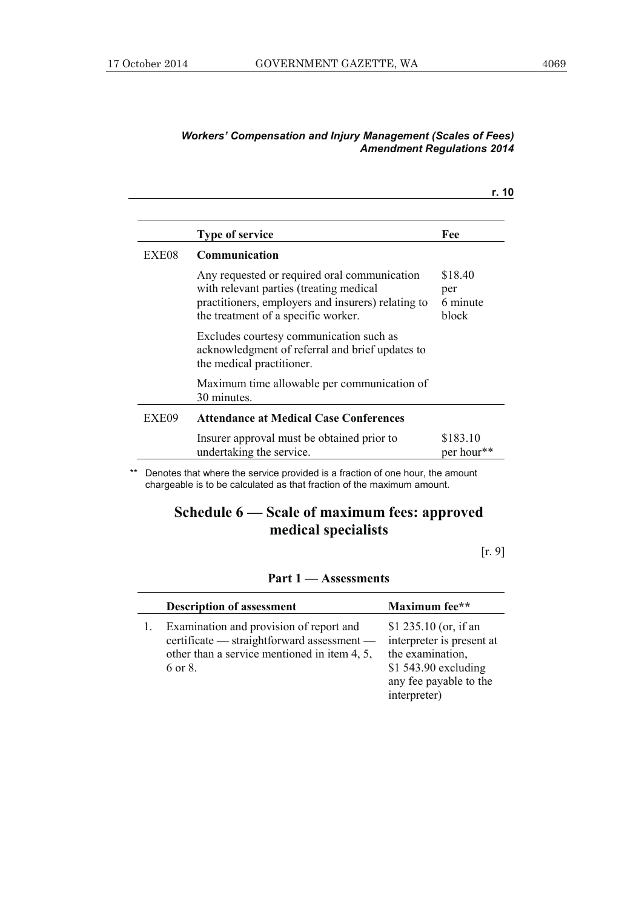*Workers' Compensation and Injury Management (Scales of Fees) Amendment Regulations 2014*

**r. 10**

| | Type of service | Fee |
|---|---|---|
| EXE08 | **Communication** | |
| | Any requested or required oral communication with relevant parties (treating medical practitioners, employers and insurers) relating to the treatment of a specific worker. | $18.40 per 6 minute block |
| | Excludes courtesy communication such as acknowledgment of referral and brief updates to the medical practitioner. | |
| | Maximum time allowable per communication of 30 minutes. | |
| EXE09 | **Attendance at Medical Case Conferences** | |
| | Insurer approval must be obtained prior to undertaking the service. | $183.10 per hour** |

** Denotes that where the service provided is a fraction of one hour, the amount chargeable is to be calculated as that fraction of the maximum amount.

## Schedule 6 — Scale of maximum fees: approved medical specialists

[r. 9]

### Part 1 — Assessments

| | Description of assessment | Maximum fee** |
|---|---|---|
| 1. | Examination and provision of report and certificate — straightforward assessment — other than a service mentioned in item 4, 5, 6 or 8. | $1 235.10 (or, if an interpreter is present at the examination, $1 543.90 excluding any fee payable to the interpreter) |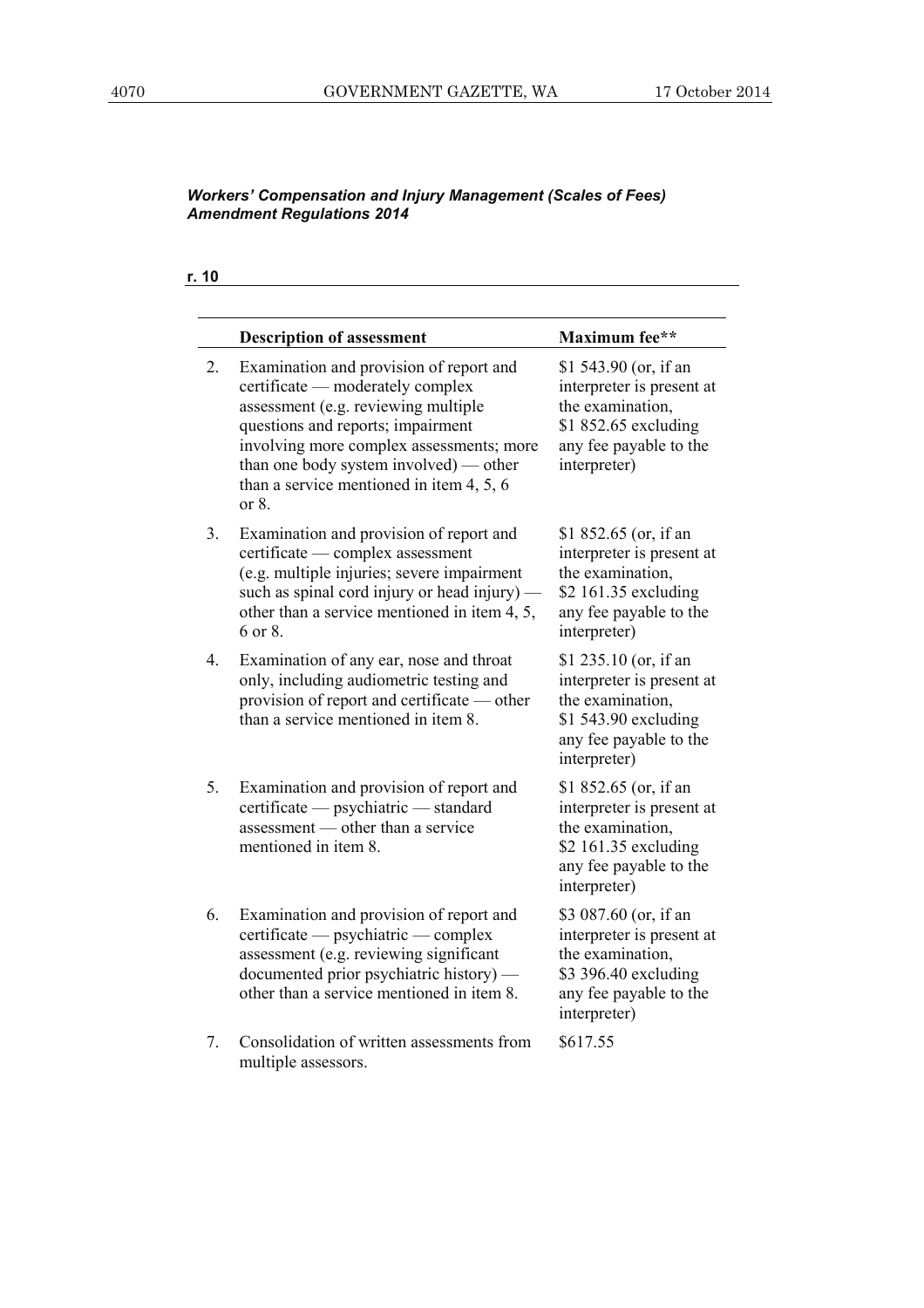*Workers' Compensation and Injury Management (Scales of Fees) Amendment Regulations 2014*

**r. 10**

| | **Description of assessment** | **Maximum fee**** |
|---|---|---|
| 2. | Examination and provision of report and certificate — moderately complex assessment (e.g. reviewing multiple questions and reports; impairment involving more complex assessments; more than one body system involved) — other than a service mentioned in item 4, 5, 6 or 8. | $1 543.90 (or, if an interpreter is present at the examination, $1 852.65 excluding any fee payable to the interpreter) |
| 3. | Examination and provision of report and certificate — complex assessment (e.g. multiple injuries; severe impairment such as spinal cord injury or head injury) — other than a service mentioned in item 4, 5, 6 or 8. | $1 852.65 (or, if an interpreter is present at the examination, $2 161.35 excluding any fee payable to the interpreter) |
| 4. | Examination of any ear, nose and throat only, including audiometric testing and provision of report and certificate — other than a service mentioned in item 8. | $1 235.10 (or, if an interpreter is present at the examination, $1 543.90 excluding any fee payable to the interpreter) |
| 5. | Examination and provision of report and certificate — psychiatric — standard assessment — other than a service mentioned in item 8. | $1 852.65 (or, if an interpreter is present at the examination, $2 161.35 excluding any fee payable to the interpreter) |
| 6. | Examination and provision of report and certificate — psychiatric — complex assessment (e.g. reviewing significant documented prior psychiatric history) — other than a service mentioned in item 8. | $3 087.60 (or, if an interpreter is present at the examination, $3 396.40 excluding any fee payable to the interpreter) |
| 7. | Consolidation of written assessments from multiple assessors. | $617.55 |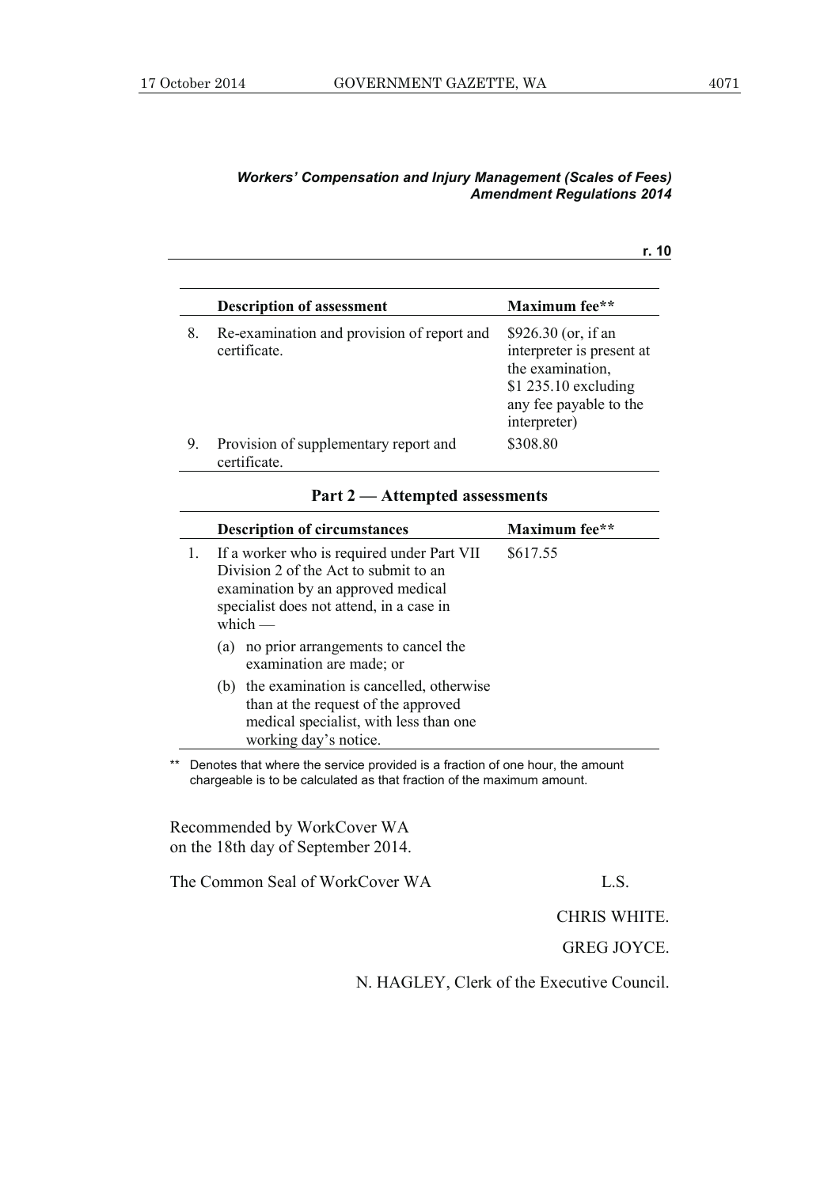*Workers' Compensation and Injury Management (Scales of Fees) Amendment Regulations 2014*

r. 10

| | Description of assessment | Maximum fee** |
|---|---|---|
| 8. | Re-examination and provision of report and certificate. | $926.30 (or, if an interpreter is present at the examination, $1 235.10 excluding any fee payable to the interpreter) |
| 9. | Provision of supplementary report and certificate. | $308.80 |

**Part 2 — Attempted assessments**

| | Description of circumstances | Maximum fee** |
|---|---|---|
| 1. | If a worker who is required under Part VII Division 2 of the Act to submit to an examination by an approved medical specialist does not attend, in a case in which —<br>(a) no prior arrangements to cancel the examination are made; or<br>(b) the examination is cancelled, otherwise than at the request of the approved medical specialist, with less than one working day's notice. | $617.55 |

** Denotes that where the service provided is a fraction of one hour, the amount chargeable is to be calculated as that fraction of the maximum amount.

Recommended by WorkCover WA on the 18th day of September 2014.

The Common Seal of WorkCover WA L.S.

CHRIS WHITE.

GREG JOYCE.

N. HAGLEY, Clerk of the Executive Council.